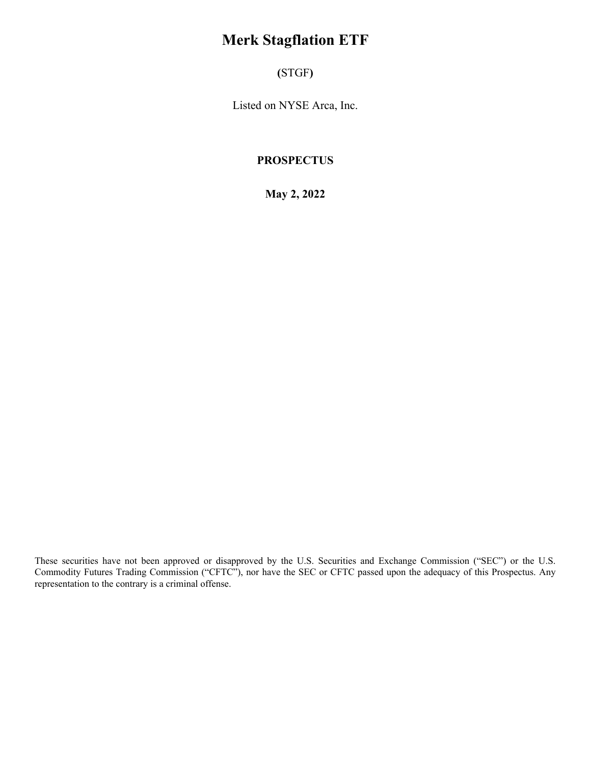# Merk Stagflation ETF

(STGF)

Listed on NYSE Arca, Inc.

**PROSPECTUS**

**May 2, 2022**

These securities have not been approved or disapproved by the U.S. Securities and Exchange Commission ("SEC") or the U.S. Commodity Futures Trading Commission ("CFTC"), nor have the SEC or CFTC passed upon the adequacy of this Prospectus. Any representation to the contrary is a criminal offense.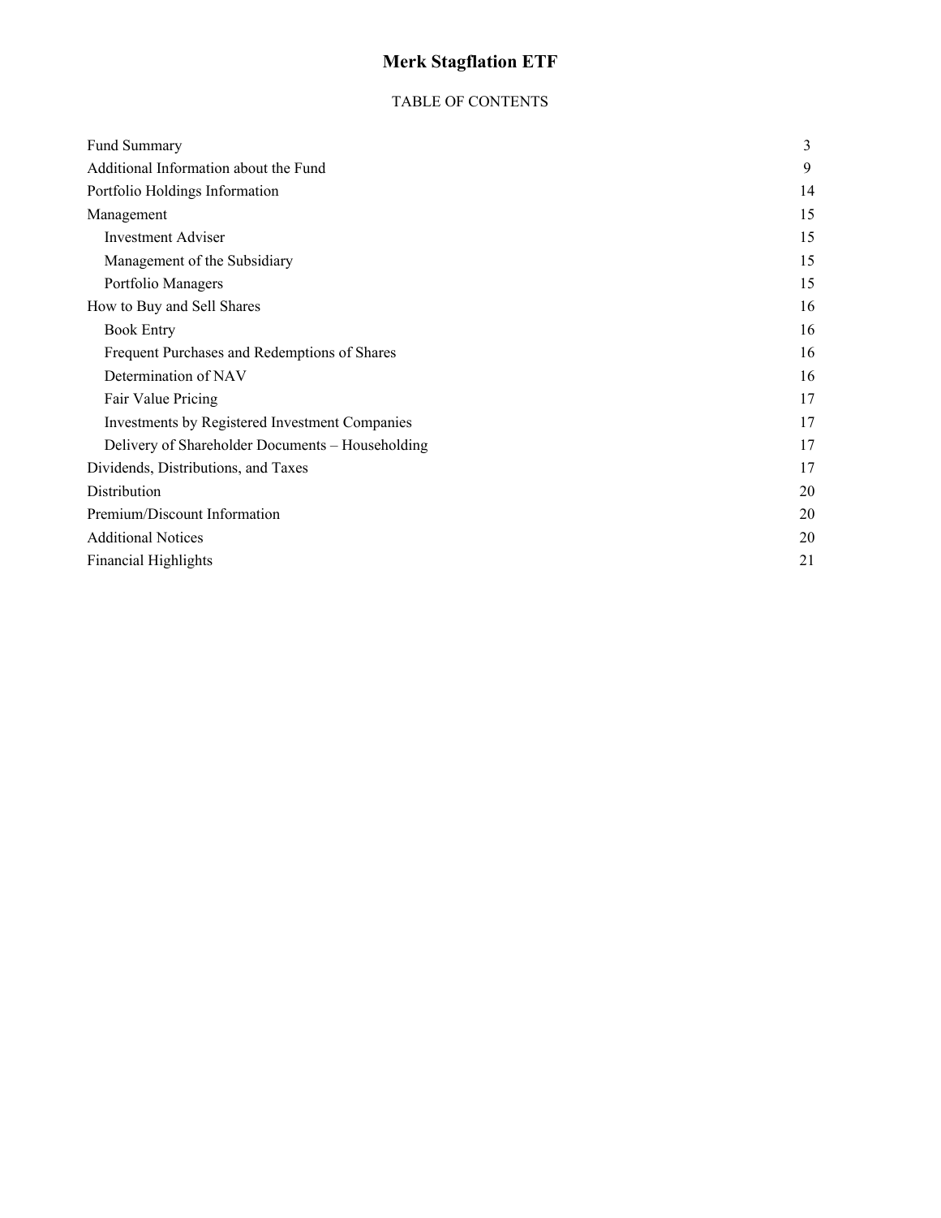# Merk Stagflation ETF

TABLE OF CONTENTS

| | |
|---|---|
| Fund Summary | 3 |
| Additional Information about the Fund | 9 |
| Portfolio Holdings Information | 14 |
| Management | 15 |
| Investment Adviser | 15 |
| Management of the Subsidiary | 15 |
| Portfolio Managers | 15 |
| How to Buy and Sell Shares | 16 |
| Book Entry | 16 |
| Frequent Purchases and Redemptions of Shares | 16 |
| Determination of NAV | 16 |
| Fair Value Pricing | 17 |
| Investments by Registered Investment Companies | 17 |
| Delivery of Shareholder Documents – Householding | 17 |
| Dividends, Distributions, and Taxes | 17 |
| Distribution | 20 |
| Premium/Discount Information | 20 |
| Additional Notices | 20 |
| Financial Highlights | 21 |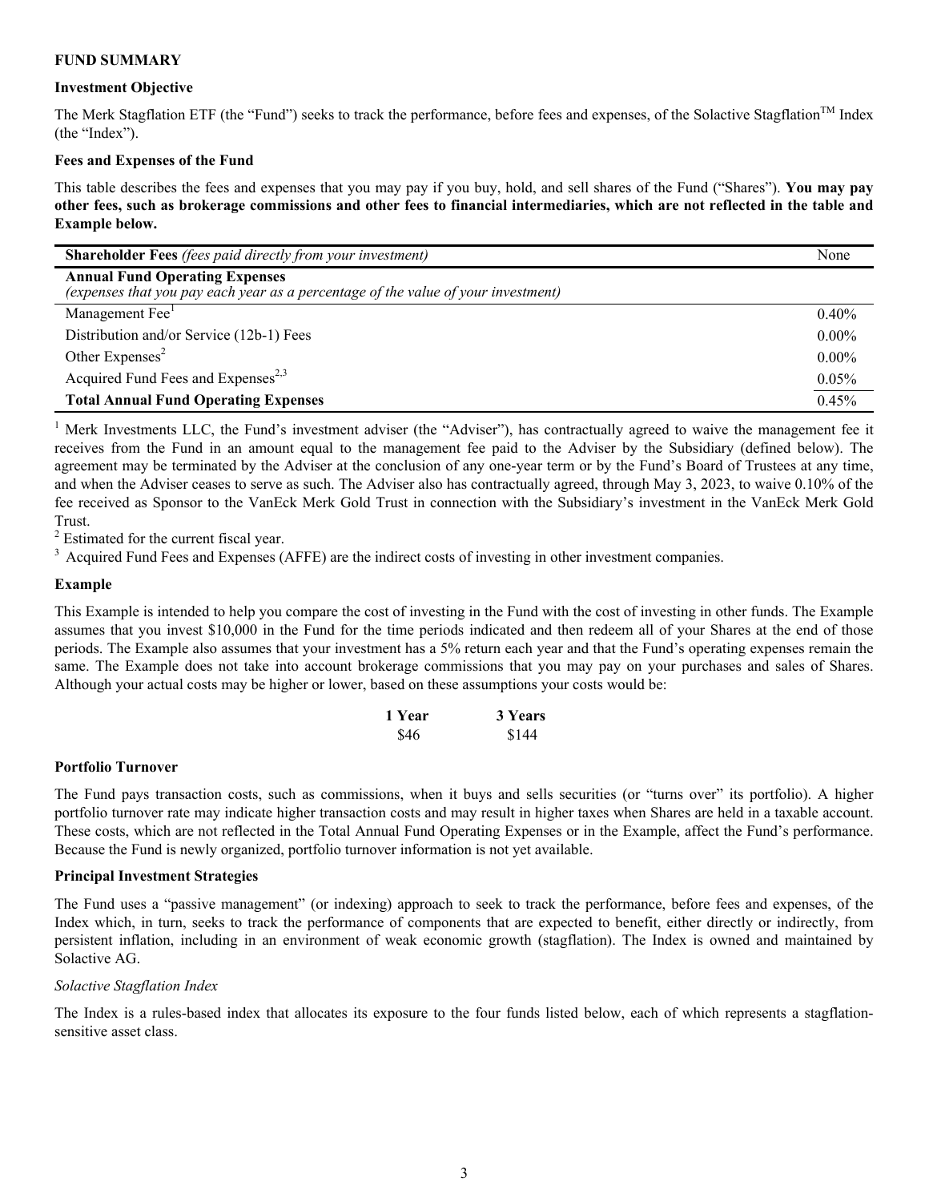## FUND SUMMARY

### Investment Objective

The Merk Stagflation ETF (the "Fund") seeks to track the performance, before fees and expenses, of the Solactive Stagflation™ Index (the "Index").

### Fees and Expenses of the Fund

This table describes the fees and expenses that you may pay if you buy, hold, and sell shares of the Fund ("Shares"). **You may pay other fees, such as brokerage commissions and other fees to financial intermediaries, which are not reflected in the table and Example below.**

| | |
|---|---|
| **Shareholder Fees** *(fees paid directly from your investment)* | None |
| **Annual Fund Operating Expenses** *(expenses that you pay each year as a percentage of the value of your investment)* | |
| Management Fee[1] | 0.40% |
| Distribution and/or Service (12b-1) Fees | 0.00% |
| Other Expenses[2] | 0.00% |
| Acquired Fund Fees and Expenses[2,3] | 0.05% |
| **Total Annual Fund Operating Expenses** | 0.45% |

[1] Merk Investments LLC, the Fund's investment adviser (the "Adviser"), has contractually agreed to waive the management fee it receives from the Fund in an amount equal to the management fee paid to the Adviser by the Subsidiary (defined below). The agreement may be terminated by the Adviser at the conclusion of any one-year term or by the Fund's Board of Trustees at any time, and when the Adviser ceases to serve as such. The Adviser also has contractually agreed, through May 3, 2023, to waive 0.10% of the fee received as Sponsor to the VanEck Merk Gold Trust in connection with the Subsidiary's investment in the VanEck Merk Gold Trust.

[2] Estimated for the current fiscal year.

[3] Acquired Fund Fees and Expenses (AFFE) are the indirect costs of investing in other investment companies.

### Example

This Example is intended to help you compare the cost of investing in the Fund with the cost of investing in other funds. The Example assumes that you invest $10,000 in the Fund for the time periods indicated and then redeem all of your Shares at the end of those periods. The Example also assumes that your investment has a 5% return each year and that the Fund's operating expenses remain the same. The Example does not take into account brokerage commissions that you may pay on your purchases and sales of Shares. Although your actual costs may be higher or lower, based on these assumptions your costs would be:

| 1 Year | 3 Years |
|---|---|
| $46 | $144 |

### Portfolio Turnover

The Fund pays transaction costs, such as commissions, when it buys and sells securities (or "turns over" its portfolio). A higher portfolio turnover rate may indicate higher transaction costs and may result in higher taxes when Shares are held in a taxable account. These costs, which are not reflected in the Total Annual Fund Operating Expenses or in the Example, affect the Fund's performance. Because the Fund is newly organized, portfolio turnover information is not yet available.

### Principal Investment Strategies

The Fund uses a "passive management" (or indexing) approach to seek to track the performance, before fees and expenses, of the Index which, in turn, seeks to track the performance of components that are expected to benefit, either directly or indirectly, from persistent inflation, including in an environment of weak economic growth (stagflation). The Index is owned and maintained by Solactive AG.

*Solactive Stagflation Index*

The Index is a rules-based index that allocates its exposure to the four funds listed below, each of which represents a stagflation-sensitive asset class.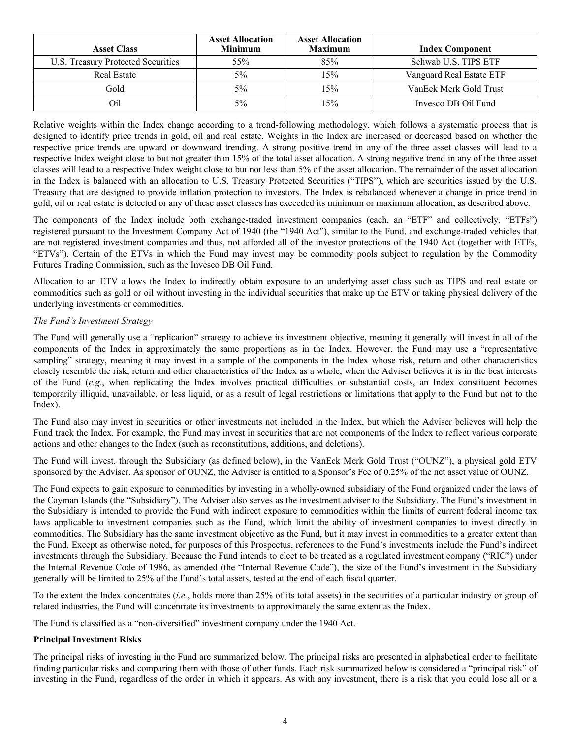| Asset Class | Asset Allocation Minimum | Asset Allocation Maximum | Index Component |
|---|---|---|---|
| U.S. Treasury Protected Securities | 55% | 85% | Schwab U.S. TIPS ETF |
| Real Estate | 5% | 15% | Vanguard Real Estate ETF |
| Gold | 5% | 15% | VanEck Merk Gold Trust |
| Oil | 5% | 15% | Invesco DB Oil Fund |

Relative weights within the Index change according to a trend-following methodology, which follows a systematic process that is designed to identify price trends in gold, oil and real estate. Weights in the Index are increased or decreased based on whether the respective price trends are upward or downward trending. A strong positive trend in any of the three asset classes will lead to a respective Index weight close to but not greater than 15% of the total asset allocation. A strong negative trend in any of the three asset classes will lead to a respective Index weight close to but not less than 5% of the asset allocation. The remainder of the asset allocation in the Index is balanced with an allocation to U.S. Treasury Protected Securities ("TIPS"), which are securities issued by the U.S. Treasury that are designed to provide inflation protection to investors. The Index is rebalanced whenever a change in price trend in gold, oil or real estate is detected or any of these asset classes has exceeded its minimum or maximum allocation, as described above.

The components of the Index include both exchange-traded investment companies (each, an "ETF" and collectively, "ETFs") registered pursuant to the Investment Company Act of 1940 (the "1940 Act"), similar to the Fund, and exchange-traded vehicles that are not registered investment companies and thus, not afforded all of the investor protections of the 1940 Act (together with ETFs, "ETVs"). Certain of the ETVs in which the Fund may invest may be commodity pools subject to regulation by the Commodity Futures Trading Commission, such as the Invesco DB Oil Fund.

Allocation to an ETV allows the Index to indirectly obtain exposure to an underlying asset class such as TIPS and real estate or commodities such as gold or oil without investing in the individual securities that make up the ETV or taking physical delivery of the underlying investments or commodities.

*The Fund's Investment Strategy*

The Fund will generally use a "replication" strategy to achieve its investment objective, meaning it generally will invest in all of the components of the Index in approximately the same proportions as in the Index. However, the Fund may use a "representative sampling" strategy, meaning it may invest in a sample of the components in the Index whose risk, return and other characteristics closely resemble the risk, return and other characteristics of the Index as a whole, when the Adviser believes it is in the best interests of the Fund (*e.g.*, when replicating the Index involves practical difficulties or substantial costs, an Index constituent becomes temporarily illiquid, unavailable, or less liquid, or as a result of legal restrictions or limitations that apply to the Fund but not to the Index).

The Fund also may invest in securities or other investments not included in the Index, but which the Adviser believes will help the Fund track the Index. For example, the Fund may invest in securities that are not components of the Index to reflect various corporate actions and other changes to the Index (such as reconstitutions, additions, and deletions).

The Fund will invest, through the Subsidiary (as defined below), in the VanEck Merk Gold Trust ("OUNZ"), a physical gold ETV sponsored by the Adviser. As sponsor of OUNZ, the Adviser is entitled to a Sponsor's Fee of 0.25% of the net asset value of OUNZ.

The Fund expects to gain exposure to commodities by investing in a wholly-owned subsidiary of the Fund organized under the laws of the Cayman Islands (the "Subsidiary"). The Adviser also serves as the investment adviser to the Subsidiary. The Fund's investment in the Subsidiary is intended to provide the Fund with indirect exposure to commodities within the limits of current federal income tax laws applicable to investment companies such as the Fund, which limit the ability of investment companies to invest directly in commodities. The Subsidiary has the same investment objective as the Fund, but it may invest in commodities to a greater extent than the Fund. Except as otherwise noted, for purposes of this Prospectus, references to the Fund's investments include the Fund's indirect investments through the Subsidiary. Because the Fund intends to elect to be treated as a regulated investment company ("RIC") under the Internal Revenue Code of 1986, as amended (the "Internal Revenue Code"), the size of the Fund's investment in the Subsidiary generally will be limited to 25% of the Fund's total assets, tested at the end of each fiscal quarter.

To the extent the Index concentrates (*i.e.*, holds more than 25% of its total assets) in the securities of a particular industry or group of related industries, the Fund will concentrate its investments to approximately the same extent as the Index.

The Fund is classified as a "non-diversified" investment company under the 1940 Act.

**Principal Investment Risks**

The principal risks of investing in the Fund are summarized below. The principal risks are presented in alphabetical order to facilitate finding particular risks and comparing them with those of other funds. Each risk summarized below is considered a "principal risk" of investing in the Fund, regardless of the order in which it appears. As with any investment, there is a risk that you could lose all or a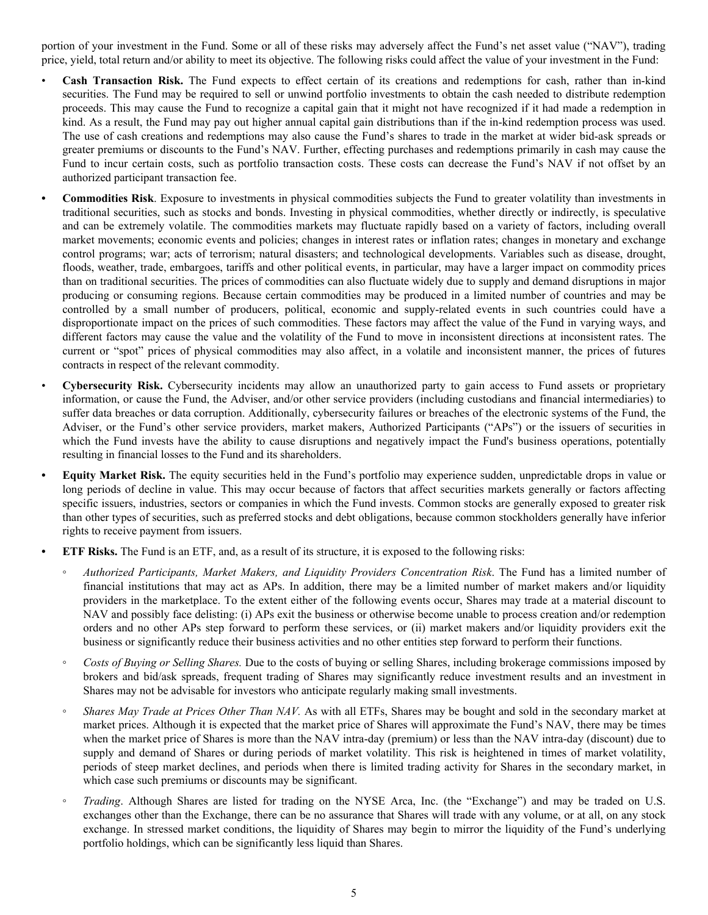portion of your investment in the Fund. Some or all of these risks may adversely affect the Fund's net asset value ("NAV"), trading price, yield, total return and/or ability to meet its objective. The following risks could affect the value of your investment in the Fund:

- **Cash Transaction Risk.** The Fund expects to effect certain of its creations and redemptions for cash, rather than in-kind securities. The Fund may be required to sell or unwind portfolio investments to obtain the cash needed to distribute redemption proceeds. This may cause the Fund to recognize a capital gain that it might not have recognized if it had made a redemption in kind. As a result, the Fund may pay out higher annual capital gain distributions than if the in-kind redemption process was used. The use of cash creations and redemptions may also cause the Fund's shares to trade in the market at wider bid-ask spreads or greater premiums or discounts to the Fund's NAV. Further, effecting purchases and redemptions primarily in cash may cause the Fund to incur certain costs, such as portfolio transaction costs. These costs can decrease the Fund's NAV if not offset by an authorized participant transaction fee.
- **Commodities Risk**. Exposure to investments in physical commodities subjects the Fund to greater volatility than investments in traditional securities, such as stocks and bonds. Investing in physical commodities, whether directly or indirectly, is speculative and can be extremely volatile. The commodities markets may fluctuate rapidly based on a variety of factors, including overall market movements; economic events and policies; changes in interest rates or inflation rates; changes in monetary and exchange control programs; war; acts of terrorism; natural disasters; and technological developments. Variables such as disease, drought, floods, weather, trade, embargoes, tariffs and other political events, in particular, may have a larger impact on commodity prices than on traditional securities. The prices of commodities can also fluctuate widely due to supply and demand disruptions in major producing or consuming regions. Because certain commodities may be produced in a limited number of countries and may be controlled by a small number of producers, political, economic and supply-related events in such countries could have a disproportionate impact on the prices of such commodities. These factors may affect the value of the Fund in varying ways, and different factors may cause the value and the volatility of the Fund to move in inconsistent directions at inconsistent rates. The current or "spot" prices of physical commodities may also affect, in a volatile and inconsistent manner, the prices of futures contracts in respect of the relevant commodity.
- **Cybersecurity Risk.** Cybersecurity incidents may allow an unauthorized party to gain access to Fund assets or proprietary information, or cause the Fund, the Adviser, and/or other service providers (including custodians and financial intermediaries) to suffer data breaches or data corruption. Additionally, cybersecurity failures or breaches of the electronic systems of the Fund, the Adviser, or the Fund's other service providers, market makers, Authorized Participants ("APs") or the issuers of securities in which the Fund invests have the ability to cause disruptions and negatively impact the Fund's business operations, potentially resulting in financial losses to the Fund and its shareholders.
- **Equity Market Risk.** The equity securities held in the Fund's portfolio may experience sudden, unpredictable drops in value or long periods of decline in value. This may occur because of factors that affect securities markets generally or factors affecting specific issuers, industries, sectors or companies in which the Fund invests. Common stocks are generally exposed to greater risk than other types of securities, such as preferred stocks and debt obligations, because common stockholders generally have inferior rights to receive payment from issuers.
- **ETF Risks.** The Fund is an ETF, and, as a result of its structure, it is exposed to the following risks:
  - *Authorized Participants, Market Makers, and Liquidity Providers Concentration Risk*. The Fund has a limited number of financial institutions that may act as APs. In addition, there may be a limited number of market makers and/or liquidity providers in the marketplace. To the extent either of the following events occur, Shares may trade at a material discount to NAV and possibly face delisting: (i) APs exit the business or otherwise become unable to process creation and/or redemption orders and no other APs step forward to perform these services, or (ii) market makers and/or liquidity providers exit the business or significantly reduce their business activities and no other entities step forward to perform their functions.
  - *Costs of Buying or Selling Shares.* Due to the costs of buying or selling Shares, including brokerage commissions imposed by brokers and bid/ask spreads, frequent trading of Shares may significantly reduce investment results and an investment in Shares may not be advisable for investors who anticipate regularly making small investments.
  - *Shares May Trade at Prices Other Than NAV.* As with all ETFs, Shares may be bought and sold in the secondary market at market prices. Although it is expected that the market price of Shares will approximate the Fund's NAV, there may be times when the market price of Shares is more than the NAV intra-day (premium) or less than the NAV intra-day (discount) due to supply and demand of Shares or during periods of market volatility. This risk is heightened in times of market volatility, periods of steep market declines, and periods when there is limited trading activity for Shares in the secondary market, in which case such premiums or discounts may be significant.
  - *Trading*. Although Shares are listed for trading on the NYSE Arca, Inc. (the "Exchange") and may be traded on U.S. exchanges other than the Exchange, there can be no assurance that Shares will trade with any volume, or at all, on any stock exchange. In stressed market conditions, the liquidity of Shares may begin to mirror the liquidity of the Fund's underlying portfolio holdings, which can be significantly less liquid than Shares.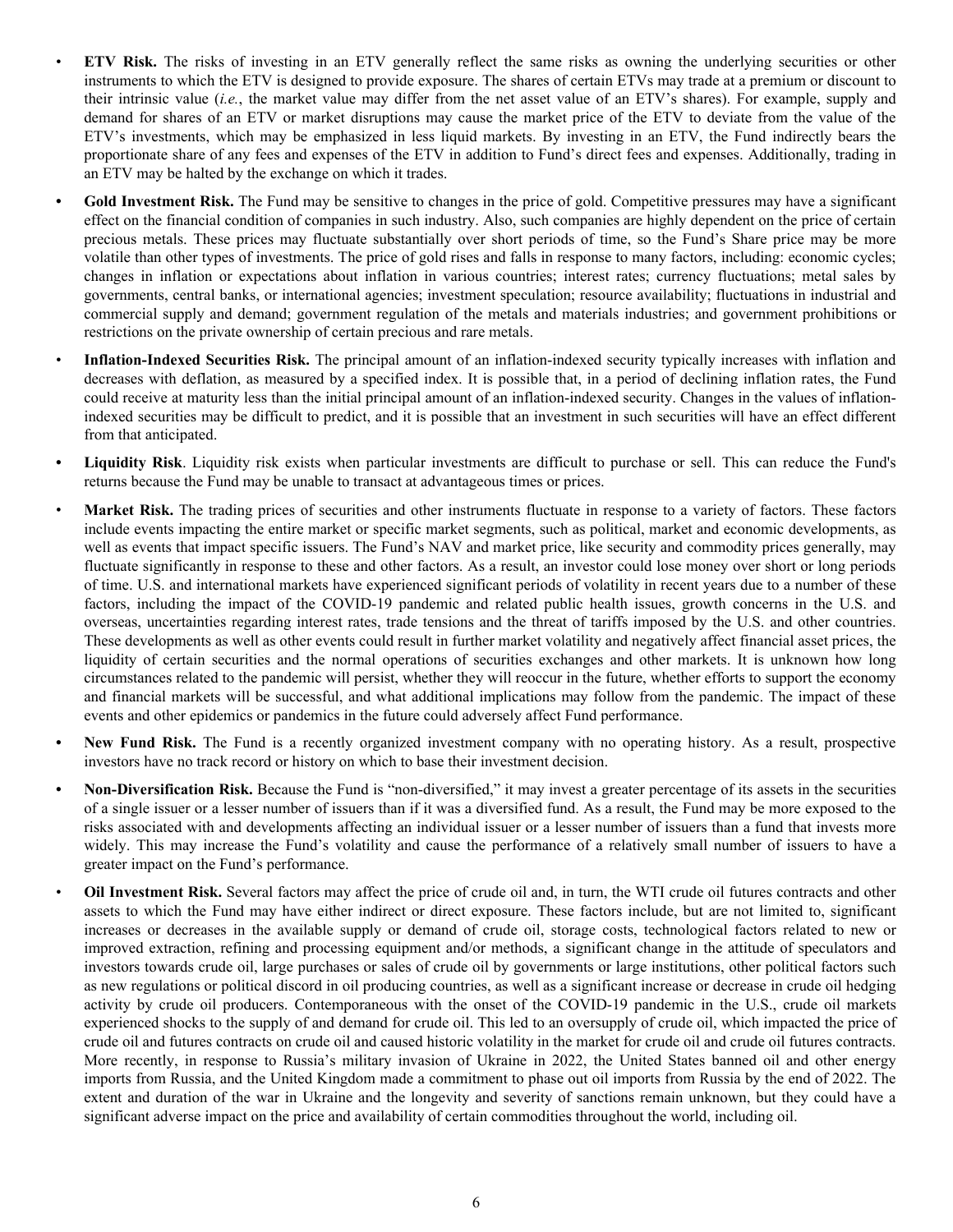- **ETV Risk.** The risks of investing in an ETV generally reflect the same risks as owning the underlying securities or other instruments to which the ETV is designed to provide exposure. The shares of certain ETVs may trade at a premium or discount to their intrinsic value (*i.e.*, the market value may differ from the net asset value of an ETV's shares). For example, supply and demand for shares of an ETV or market disruptions may cause the market price of the ETV to deviate from the value of the ETV's investments, which may be emphasized in less liquid markets. By investing in an ETV, the Fund indirectly bears the proportionate share of any fees and expenses of the ETV in addition to Fund's direct fees and expenses. Additionally, trading in an ETV may be halted by the exchange on which it trades.
- **Gold Investment Risk.** The Fund may be sensitive to changes in the price of gold. Competitive pressures may have a significant effect on the financial condition of companies in such industry. Also, such companies are highly dependent on the price of certain precious metals. These prices may fluctuate substantially over short periods of time, so the Fund's Share price may be more volatile than other types of investments. The price of gold rises and falls in response to many factors, including: economic cycles; changes in inflation or expectations about inflation in various countries; interest rates; currency fluctuations; metal sales by governments, central banks, or international agencies; investment speculation; resource availability; fluctuations in industrial and commercial supply and demand; government regulation of the metals and materials industries; and government prohibitions or restrictions on the private ownership of certain precious and rare metals.
- **Inflation-Indexed Securities Risk.** The principal amount of an inflation-indexed security typically increases with inflation and decreases with deflation, as measured by a specified index. It is possible that, in a period of declining inflation rates, the Fund could receive at maturity less than the initial principal amount of an inflation-indexed security. Changes in the values of inflation-indexed securities may be difficult to predict, and it is possible that an investment in such securities will have an effect different from that anticipated.
- **Liquidity Risk**. Liquidity risk exists when particular investments are difficult to purchase or sell. This can reduce the Fund's returns because the Fund may be unable to transact at advantageous times or prices.
- **Market Risk.** The trading prices of securities and other instruments fluctuate in response to a variety of factors. These factors include events impacting the entire market or specific market segments, such as political, market and economic developments, as well as events that impact specific issuers. The Fund's NAV and market price, like security and commodity prices generally, may fluctuate significantly in response to these and other factors. As a result, an investor could lose money over short or long periods of time. U.S. and international markets have experienced significant periods of volatility in recent years due to a number of these factors, including the impact of the COVID-19 pandemic and related public health issues, growth concerns in the U.S. and overseas, uncertainties regarding interest rates, trade tensions and the threat of tariffs imposed by the U.S. and other countries. These developments as well as other events could result in further market volatility and negatively affect financial asset prices, the liquidity of certain securities and the normal operations of securities exchanges and other markets. It is unknown how long circumstances related to the pandemic will persist, whether they will reoccur in the future, whether efforts to support the economy and financial markets will be successful, and what additional implications may follow from the pandemic. The impact of these events and other epidemics or pandemics in the future could adversely affect Fund performance.
- **New Fund Risk.** The Fund is a recently organized investment company with no operating history. As a result, prospective investors have no track record or history on which to base their investment decision.
- **Non-Diversification Risk.** Because the Fund is "non-diversified," it may invest a greater percentage of its assets in the securities of a single issuer or a lesser number of issuers than if it was a diversified fund. As a result, the Fund may be more exposed to the risks associated with and developments affecting an individual issuer or a lesser number of issuers than a fund that invests more widely. This may increase the Fund's volatility and cause the performance of a relatively small number of issuers to have a greater impact on the Fund's performance.
- **Oil Investment Risk.** Several factors may affect the price of crude oil and, in turn, the WTI crude oil futures contracts and other assets to which the Fund may have either indirect or direct exposure. These factors include, but are not limited to, significant increases or decreases in the available supply or demand of crude oil, storage costs, technological factors related to new or improved extraction, refining and processing equipment and/or methods, a significant change in the attitude of speculators and investors towards crude oil, large purchases or sales of crude oil by governments or large institutions, other political factors such as new regulations or political discord in oil producing countries, as well as a significant increase or decrease in crude oil hedging activity by crude oil producers. Contemporaneous with the onset of the COVID-19 pandemic in the U.S., crude oil markets experienced shocks to the supply of and demand for crude oil. This led to an oversupply of crude oil, which impacted the price of crude oil and futures contracts on crude oil and caused historic volatility in the market for crude oil and crude oil futures contracts. More recently, in response to Russia's military invasion of Ukraine in 2022, the United States banned oil and other energy imports from Russia, and the United Kingdom made a commitment to phase out oil imports from Russia by the end of 2022. The extent and duration of the war in Ukraine and the longevity and severity of sanctions remain unknown, but they could have a significant adverse impact on the price and availability of certain commodities throughout the world, including oil.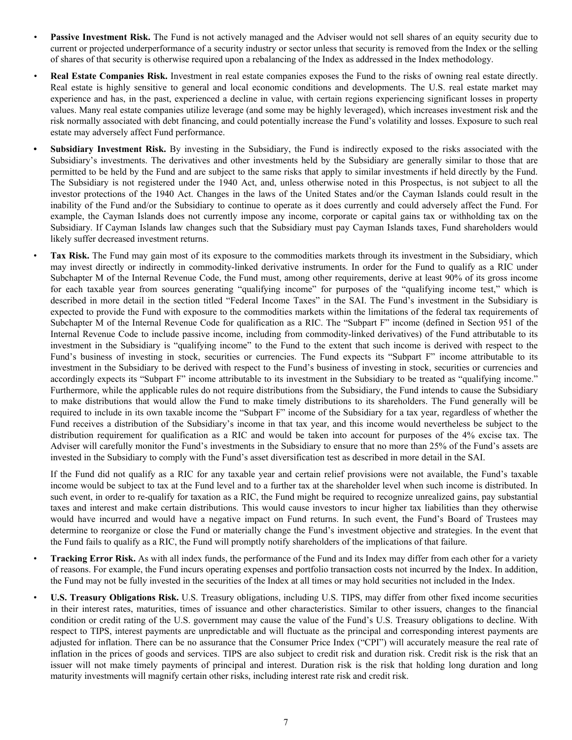- **Passive Investment Risk.** The Fund is not actively managed and the Adviser would not sell shares of an equity security due to current or projected underperformance of a security industry or sector unless that security is removed from the Index or the selling of shares of that security is otherwise required upon a rebalancing of the Index as addressed in the Index methodology.

- **Real Estate Companies Risk.** Investment in real estate companies exposes the Fund to the risks of owning real estate directly. Real estate is highly sensitive to general and local economic conditions and developments. The U.S. real estate market may experience and has, in the past, experienced a decline in value, with certain regions experiencing significant losses in property values. Many real estate companies utilize leverage (and some may be highly leveraged), which increases investment risk and the risk normally associated with debt financing, and could potentially increase the Fund's volatility and losses. Exposure to such real estate may adversely affect Fund performance.

- **Subsidiary Investment Risk.** By investing in the Subsidiary, the Fund is indirectly exposed to the risks associated with the Subsidiary's investments. The derivatives and other investments held by the Subsidiary are generally similar to those that are permitted to be held by the Fund and are subject to the same risks that apply to similar investments if held directly by the Fund. The Subsidiary is not registered under the 1940 Act, and, unless otherwise noted in this Prospectus, is not subject to all the investor protections of the 1940 Act. Changes in the laws of the United States and/or the Cayman Islands could result in the inability of the Fund and/or the Subsidiary to continue to operate as it does currently and could adversely affect the Fund. For example, the Cayman Islands does not currently impose any income, corporate or capital gains tax or withholding tax on the Subsidiary. If Cayman Islands law changes such that the Subsidiary must pay Cayman Islands taxes, Fund shareholders would likely suffer decreased investment returns.

- **Tax Risk.** The Fund may gain most of its exposure to the commodities markets through its investment in the Subsidiary, which may invest directly or indirectly in commodity-linked derivative instruments. In order for the Fund to qualify as a RIC under Subchapter M of the Internal Revenue Code, the Fund must, among other requirements, derive at least 90% of its gross income for each taxable year from sources generating "qualifying income" for purposes of the "qualifying income test," which is described in more detail in the section titled "Federal Income Taxes" in the SAI. The Fund's investment in the Subsidiary is expected to provide the Fund with exposure to the commodities markets within the limitations of the federal tax requirements of Subchapter M of the Internal Revenue Code for qualification as a RIC. The "Subpart F" income (defined in Section 951 of the Internal Revenue Code to include passive income, including from commodity-linked derivatives) of the Fund attributable to its investment in the Subsidiary is "qualifying income" to the Fund to the extent that such income is derived with respect to the Fund's business of investing in stock, securities or currencies. The Fund expects its "Subpart F" income attributable to its investment in the Subsidiary to be derived with respect to the Fund's business of investing in stock, securities or currencies and accordingly expects its "Subpart F" income attributable to its investment in the Subsidiary to be treated as "qualifying income." Furthermore, while the applicable rules do not require distributions from the Subsidiary, the Fund intends to cause the Subsidiary to make distributions that would allow the Fund to make timely distributions to its shareholders. The Fund generally will be required to include in its own taxable income the "Subpart F" income of the Subsidiary for a tax year, regardless of whether the Fund receives a distribution of the Subsidiary's income in that tax year, and this income would nevertheless be subject to the distribution requirement for qualification as a RIC and would be taken into account for purposes of the 4% excise tax. The Adviser will carefully monitor the Fund's investments in the Subsidiary to ensure that no more than 25% of the Fund's assets are invested in the Subsidiary to comply with the Fund's asset diversification test as described in more detail in the SAI.

  If the Fund did not qualify as a RIC for any taxable year and certain relief provisions were not available, the Fund's taxable income would be subject to tax at the Fund level and to a further tax at the shareholder level when such income is distributed. In such event, in order to re-qualify for taxation as a RIC, the Fund might be required to recognize unrealized gains, pay substantial taxes and interest and make certain distributions. This would cause investors to incur higher tax liabilities than they otherwise would have incurred and would have a negative impact on Fund returns. In such event, the Fund's Board of Trustees may determine to reorganize or close the Fund or materially change the Fund's investment objective and strategies. In the event that the Fund fails to qualify as a RIC, the Fund will promptly notify shareholders of the implications of that failure.

- **Tracking Error Risk.** As with all index funds, the performance of the Fund and its Index may differ from each other for a variety of reasons. For example, the Fund incurs operating expenses and portfolio transaction costs not incurred by the Index. In addition, the Fund may not be fully invested in the securities of the Index at all times or may hold securities not included in the Index.

- **U.S. Treasury Obligations Risk.** U.S. Treasury obligations, including U.S. TIPS, may differ from other fixed income securities in their interest rates, maturities, times of issuance and other characteristics. Similar to other issuers, changes to the financial condition or credit rating of the U.S. government may cause the value of the Fund's U.S. Treasury obligations to decline. With respect to TIPS, interest payments are unpredictable and will fluctuate as the principal and corresponding interest payments are adjusted for inflation. There can be no assurance that the Consumer Price Index ("CPI") will accurately measure the real rate of inflation in the prices of goods and services. TIPS are also subject to credit risk and duration risk. Credit risk is the risk that an issuer will not make timely payments of principal and interest. Duration risk is the risk that holding long duration and long maturity investments will magnify certain other risks, including interest rate risk and credit risk.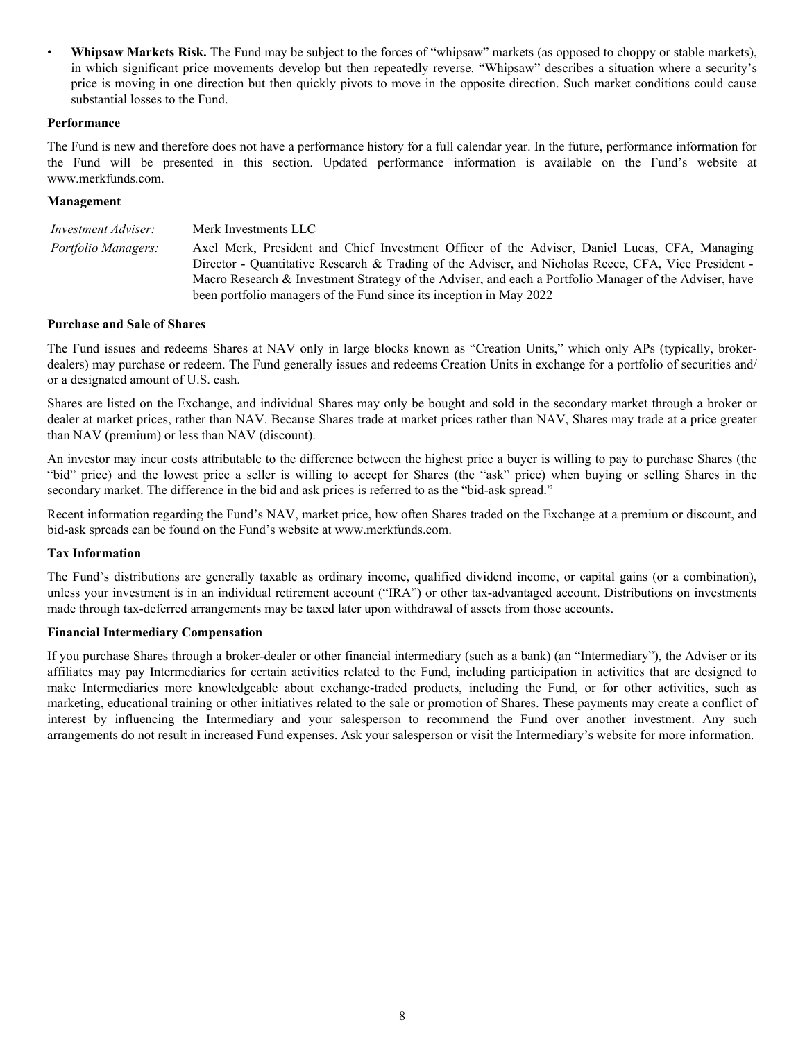- **Whipsaw Markets Risk.** The Fund may be subject to the forces of "whipsaw" markets (as opposed to choppy or stable markets), in which significant price movements develop but then repeatedly reverse. "Whipsaw" describes a situation where a security's price is moving in one direction but then quickly pivots to move in the opposite direction. Such market conditions could cause substantial losses to the Fund.

**Performance**

The Fund is new and therefore does not have a performance history for a full calendar year. In the future, performance information for the Fund will be presented in this section. Updated performance information is available on the Fund's website at www.merkfunds.com.

**Management**

| | |
|---|---|
| *Investment Adviser:* | Merk Investments LLC |
| *Portfolio Managers:* | Axel Merk, President and Chief Investment Officer of the Adviser, Daniel Lucas, CFA, Managing Director - Quantitative Research & Trading of the Adviser, and Nicholas Reece, CFA, Vice President - Macro Research & Investment Strategy of the Adviser, and each a Portfolio Manager of the Adviser, have been portfolio managers of the Fund since its inception in May 2022 |

**Purchase and Sale of Shares**

The Fund issues and redeems Shares at NAV only in large blocks known as "Creation Units," which only APs (typically, broker-dealers) may purchase or redeem. The Fund generally issues and redeems Creation Units in exchange for a portfolio of securities and/or a designated amount of U.S. cash.

Shares are listed on the Exchange, and individual Shares may only be bought and sold in the secondary market through a broker or dealer at market prices, rather than NAV. Because Shares trade at market prices rather than NAV, Shares may trade at a price greater than NAV (premium) or less than NAV (discount).

An investor may incur costs attributable to the difference between the highest price a buyer is willing to pay to purchase Shares (the "bid" price) and the lowest price a seller is willing to accept for Shares (the "ask" price) when buying or selling Shares in the secondary market. The difference in the bid and ask prices is referred to as the "bid-ask spread."

Recent information regarding the Fund's NAV, market price, how often Shares traded on the Exchange at a premium or discount, and bid-ask spreads can be found on the Fund's website at www.merkfunds.com.

**Tax Information**

The Fund's distributions are generally taxable as ordinary income, qualified dividend income, or capital gains (or a combination), unless your investment is in an individual retirement account ("IRA") or other tax-advantaged account. Distributions on investments made through tax-deferred arrangements may be taxed later upon withdrawal of assets from those accounts.

**Financial Intermediary Compensation**

If you purchase Shares through a broker-dealer or other financial intermediary (such as a bank) (an "Intermediary"), the Adviser or its affiliates may pay Intermediaries for certain activities related to the Fund, including participation in activities that are designed to make Intermediaries more knowledgeable about exchange-traded products, including the Fund, or for other activities, such as marketing, educational training or other initiatives related to the sale or promotion of Shares. These payments may create a conflict of interest by influencing the Intermediary and your salesperson to recommend the Fund over another investment. Any such arrangements do not result in increased Fund expenses. Ask your salesperson or visit the Intermediary's website for more information.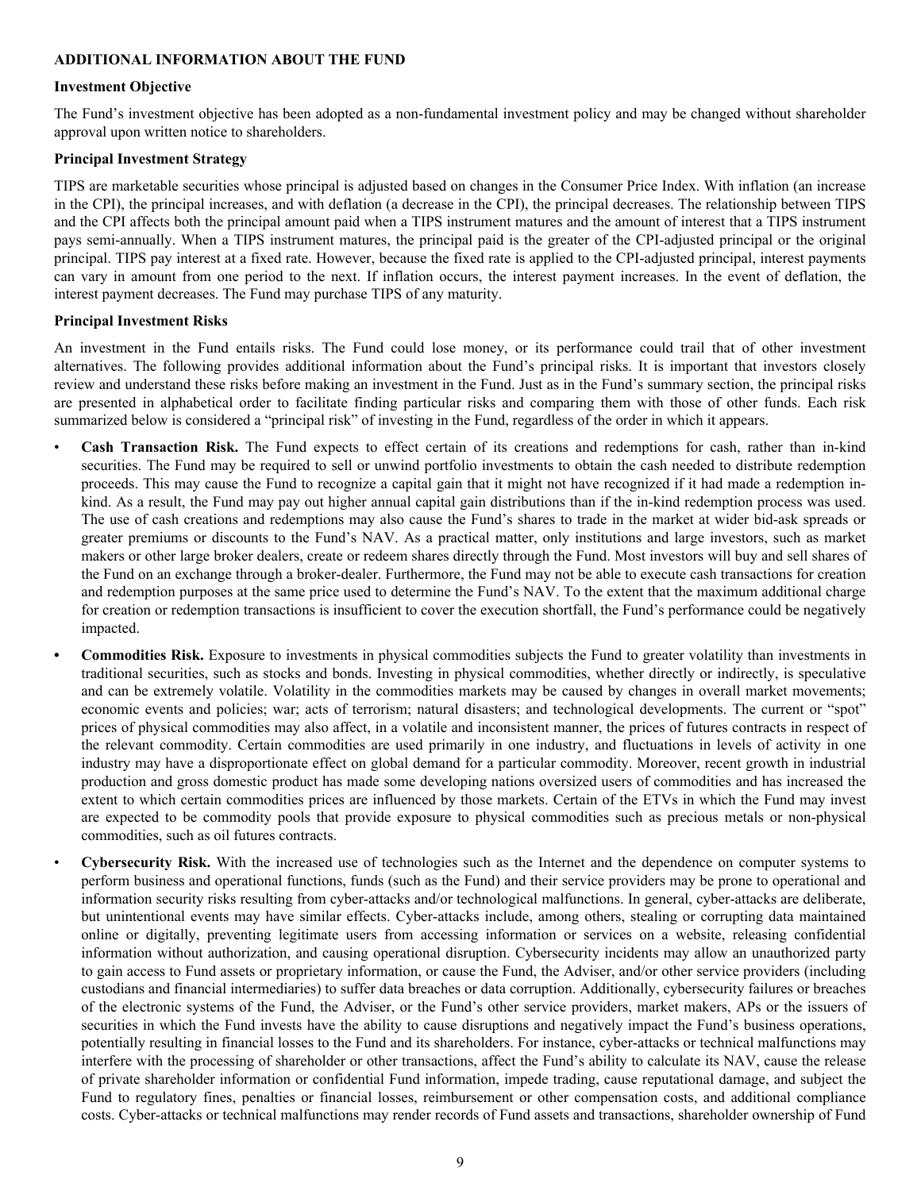**ADDITIONAL INFORMATION ABOUT THE FUND**

**Investment Objective**

The Fund's investment objective has been adopted as a non-fundamental investment policy and may be changed without shareholder approval upon written notice to shareholders.

**Principal Investment Strategy**

TIPS are marketable securities whose principal is adjusted based on changes in the Consumer Price Index. With inflation (an increase in the CPI), the principal increases, and with deflation (a decrease in the CPI), the principal decreases. The relationship between TIPS and the CPI affects both the principal amount paid when a TIPS instrument matures and the amount of interest that a TIPS instrument pays semi-annually. When a TIPS instrument matures, the principal paid is the greater of the CPI-adjusted principal or the original principal. TIPS pay interest at a fixed rate. However, because the fixed rate is applied to the CPI-adjusted principal, interest payments can vary in amount from one period to the next. If inflation occurs, the interest payment increases. In the event of deflation, the interest payment decreases. The Fund may purchase TIPS of any maturity.

**Principal Investment Risks**

An investment in the Fund entails risks. The Fund could lose money, or its performance could trail that of other investment alternatives. The following provides additional information about the Fund's principal risks. It is important that investors closely review and understand these risks before making an investment in the Fund. Just as in the Fund's summary section, the principal risks are presented in alphabetical order to facilitate finding particular risks and comparing them with those of other funds. Each risk summarized below is considered a "principal risk" of investing in the Fund, regardless of the order in which it appears.

- **Cash Transaction Risk.** The Fund expects to effect certain of its creations and redemptions for cash, rather than in-kind securities. The Fund may be required to sell or unwind portfolio investments to obtain the cash needed to distribute redemption proceeds. This may cause the Fund to recognize a capital gain that it might not have recognized if it had made a redemption in-kind. As a result, the Fund may pay out higher annual capital gain distributions than if the in-kind redemption process was used. The use of cash creations and redemptions may also cause the Fund's shares to trade in the market at wider bid-ask spreads or greater premiums or discounts to the Fund's NAV. As a practical matter, only institutions and large investors, such as market makers or other large broker dealers, create or redeem shares directly through the Fund. Most investors will buy and sell shares of the Fund on an exchange through a broker-dealer. Furthermore, the Fund may not be able to execute cash transactions for creation and redemption purposes at the same price used to determine the Fund's NAV. To the extent that the maximum additional charge for creation or redemption transactions is insufficient to cover the execution shortfall, the Fund's performance could be negatively impacted.
- **Commodities Risk.** Exposure to investments in physical commodities subjects the Fund to greater volatility than investments in traditional securities, such as stocks and bonds. Investing in physical commodities, whether directly or indirectly, is speculative and can be extremely volatile. Volatility in the commodities markets may be caused by changes in overall market movements; economic events and policies; war; acts of terrorism; natural disasters; and technological developments. The current or "spot" prices of physical commodities may also affect, in a volatile and inconsistent manner, the prices of futures contracts in respect of the relevant commodity. Certain commodities are used primarily in one industry, and fluctuations in levels of activity in one industry may have a disproportionate effect on global demand for a particular commodity. Moreover, recent growth in industrial production and gross domestic product has made some developing nations oversized users of commodities and has increased the extent to which certain commodities prices are influenced by those markets. Certain of the ETVs in which the Fund may invest are expected to be commodity pools that provide exposure to physical commodities such as precious metals or non-physical commodities, such as oil futures contracts.
- **Cybersecurity Risk.** With the increased use of technologies such as the Internet and the dependence on computer systems to perform business and operational functions, funds (such as the Fund) and their service providers may be prone to operational and information security risks resulting from cyber-attacks and/or technological malfunctions. In general, cyber-attacks are deliberate, but unintentional events may have similar effects. Cyber-attacks include, among others, stealing or corrupting data maintained online or digitally, preventing legitimate users from accessing information or services on a website, releasing confidential information without authorization, and causing operational disruption. Cybersecurity incidents may allow an unauthorized party to gain access to Fund assets or proprietary information, or cause the Fund, the Adviser, and/or other service providers (including custodians and financial intermediaries) to suffer data breaches or data corruption. Additionally, cybersecurity failures or breaches of the electronic systems of the Fund, the Adviser, or the Fund's other service providers, market makers, APs or the issuers of securities in which the Fund invests have the ability to cause disruptions and negatively impact the Fund's business operations, potentially resulting in financial losses to the Fund and its shareholders. For instance, cyber-attacks or technical malfunctions may interfere with the processing of shareholder or other transactions, affect the Fund's ability to calculate its NAV, cause the release of private shareholder information or confidential Fund information, impede trading, cause reputational damage, and subject the Fund to regulatory fines, penalties or financial losses, reimbursement or other compensation costs, and additional compliance costs. Cyber-attacks or technical malfunctions may render records of Fund assets and transactions, shareholder ownership of Fund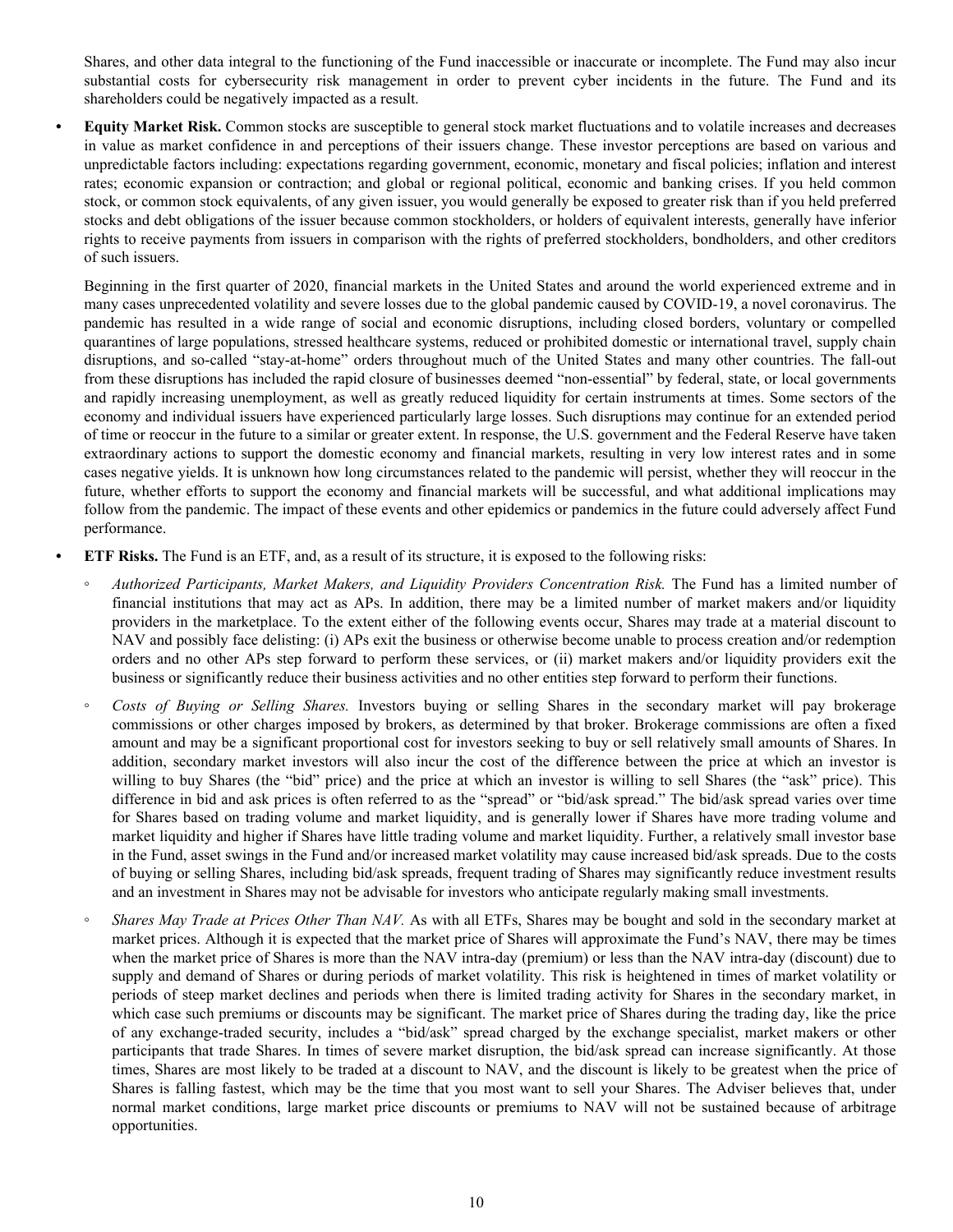Shares, and other data integral to the functioning of the Fund inaccessible or inaccurate or incomplete. The Fund may also incur substantial costs for cybersecurity risk management in order to prevent cyber incidents in the future. The Fund and its shareholders could be negatively impacted as a result.

- **Equity Market Risk.** Common stocks are susceptible to general stock market fluctuations and to volatile increases and decreases in value as market confidence in and perceptions of their issuers change. These investor perceptions are based on various and unpredictable factors including: expectations regarding government, economic, monetary and fiscal policies; inflation and interest rates; economic expansion or contraction; and global or regional political, economic and banking crises. If you held common stock, or common stock equivalents, of any given issuer, you would generally be exposed to greater risk than if you held preferred stocks and debt obligations of the issuer because common stockholders, or holders of equivalent interests, generally have inferior rights to receive payments from issuers in comparison with the rights of preferred stockholders, bondholders, and other creditors of such issuers.

  Beginning in the first quarter of 2020, financial markets in the United States and around the world experienced extreme and in many cases unprecedented volatility and severe losses due to the global pandemic caused by COVID-19, a novel coronavirus. The pandemic has resulted in a wide range of social and economic disruptions, including closed borders, voluntary or compelled quarantines of large populations, stressed healthcare systems, reduced or prohibited domestic or international travel, supply chain disruptions, and so-called "stay-at-home" orders throughout much of the United States and many other countries. The fall-out from these disruptions has included the rapid closure of businesses deemed "non-essential" by federal, state, or local governments and rapidly increasing unemployment, as well as greatly reduced liquidity for certain instruments at times. Some sectors of the economy and individual issuers have experienced particularly large losses. Such disruptions may continue for an extended period of time or reoccur in the future to a similar or greater extent. In response, the U.S. government and the Federal Reserve have taken extraordinary actions to support the domestic economy and financial markets, resulting in very low interest rates and in some cases negative yields. It is unknown how long circumstances related to the pandemic will persist, whether they will reoccur in the future, whether efforts to support the economy and financial markets will be successful, and what additional implications may follow from the pandemic. The impact of these events and other epidemics or pandemics in the future could adversely affect Fund performance.

- **ETF Risks.** The Fund is an ETF, and, as a result of its structure, it is exposed to the following risks:

  - *Authorized Participants, Market Makers, and Liquidity Providers Concentration Risk.* The Fund has a limited number of financial institutions that may act as APs. In addition, there may be a limited number of market makers and/or liquidity providers in the marketplace. To the extent either of the following events occur, Shares may trade at a material discount to NAV and possibly face delisting: (i) APs exit the business or otherwise become unable to process creation and/or redemption orders and no other APs step forward to perform these services, or (ii) market makers and/or liquidity providers exit the business or significantly reduce their business activities and no other entities step forward to perform their functions.

  - *Costs of Buying or Selling Shares.* Investors buying or selling Shares in the secondary market will pay brokerage commissions or other charges imposed by brokers, as determined by that broker. Brokerage commissions are often a fixed amount and may be a significant proportional cost for investors seeking to buy or sell relatively small amounts of Shares. In addition, secondary market investors will also incur the cost of the difference between the price at which an investor is willing to buy Shares (the "bid" price) and the price at which an investor is willing to sell Shares (the "ask" price). This difference in bid and ask prices is often referred to as the "spread" or "bid/ask spread." The bid/ask spread varies over time for Shares based on trading volume and market liquidity, and is generally lower if Shares have more trading volume and market liquidity and higher if Shares have little trading volume and market liquidity. Further, a relatively small investor base in the Fund, asset swings in the Fund and/or increased market volatility may cause increased bid/ask spreads. Due to the costs of buying or selling Shares, including bid/ask spreads, frequent trading of Shares may significantly reduce investment results and an investment in Shares may not be advisable for investors who anticipate regularly making small investments.

  - *Shares May Trade at Prices Other Than NAV.* As with all ETFs, Shares may be bought and sold in the secondary market at market prices. Although it is expected that the market price of Shares will approximate the Fund's NAV, there may be times when the market price of Shares is more than the NAV intra-day (premium) or less than the NAV intra-day (discount) due to supply and demand of Shares or during periods of market volatility. This risk is heightened in times of market volatility or periods of steep market declines and periods when there is limited trading activity for Shares in the secondary market, in which case such premiums or discounts may be significant. The market price of Shares during the trading day, like the price of any exchange-traded security, includes a "bid/ask" spread charged by the exchange specialist, market makers or other participants that trade Shares. In times of severe market disruption, the bid/ask spread can increase significantly. At those times, Shares are most likely to be traded at a discount to NAV, and the discount is likely to be greatest when the price of Shares is falling fastest, which may be the time that you most want to sell your Shares. The Adviser believes that, under normal market conditions, large market price discounts or premiums to NAV will not be sustained because of arbitrage opportunities.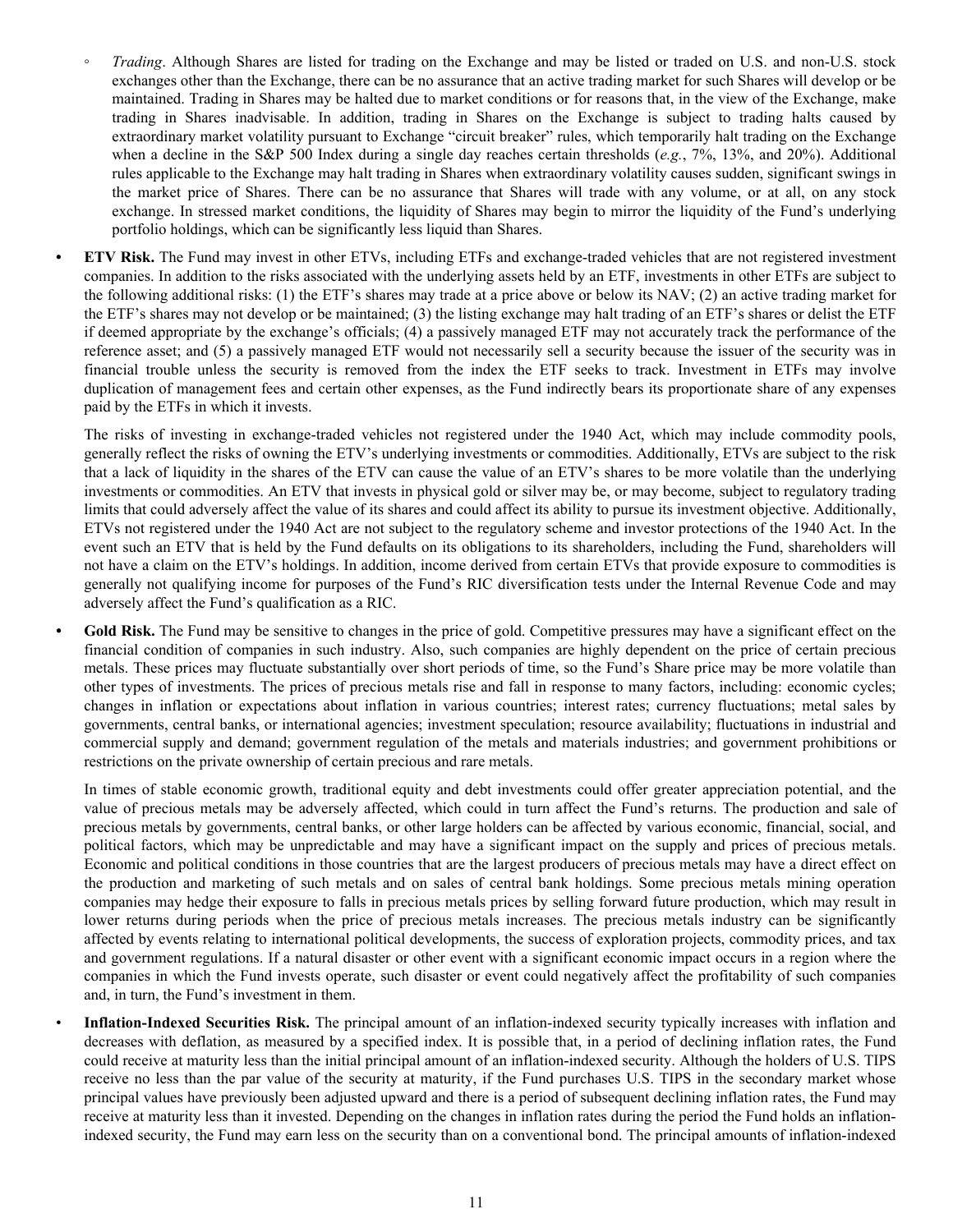- *Trading*. Although Shares are listed for trading on the Exchange and may be listed or traded on U.S. and non-U.S. stock exchanges other than the Exchange, there can be no assurance that an active trading market for such Shares will develop or be maintained. Trading in Shares may be halted due to market conditions or for reasons that, in the view of the Exchange, make trading in Shares inadvisable. In addition, trading in Shares on the Exchange is subject to trading halts caused by extraordinary market volatility pursuant to Exchange "circuit breaker" rules, which temporarily halt trading on the Exchange when a decline in the S&P 500 Index during a single day reaches certain thresholds (*e.g.*, 7%, 13%, and 20%). Additional rules applicable to the Exchange may halt trading in Shares when extraordinary volatility causes sudden, significant swings in the market price of Shares. There can be no assurance that Shares will trade with any volume, or at all, on any stock exchange. In stressed market conditions, the liquidity of Shares may begin to mirror the liquidity of the Fund's underlying portfolio holdings, which can be significantly less liquid than Shares.

- **ETV Risk.** The Fund may invest in other ETVs, including ETFs and exchange-traded vehicles that are not registered investment companies. In addition to the risks associated with the underlying assets held by an ETF, investments in other ETFs are subject to the following additional risks: (1) the ETF's shares may trade at a price above or below its NAV; (2) an active trading market for the ETF's shares may not develop or be maintained; (3) the listing exchange may halt trading of an ETF's shares or delist the ETF if deemed appropriate by the exchange's officials; (4) a passively managed ETF may not accurately track the performance of the reference asset; and (5) a passively managed ETF would not necessarily sell a security because the issuer of the security was in financial trouble unless the security is removed from the index the ETF seeks to track. Investment in ETFs may involve duplication of management fees and certain other expenses, as the Fund indirectly bears its proportionate share of any expenses paid by the ETFs in which it invests.

  The risks of investing in exchange-traded vehicles not registered under the 1940 Act, which may include commodity pools, generally reflect the risks of owning the ETV's underlying investments or commodities. Additionally, ETVs are subject to the risk that a lack of liquidity in the shares of the ETV can cause the value of an ETV's shares to be more volatile than the underlying investments or commodities. An ETV that invests in physical gold or silver may be, or may become, subject to regulatory trading limits that could adversely affect the value of its shares and could affect its ability to pursue its investment objective. Additionally, ETVs not registered under the 1940 Act are not subject to the regulatory scheme and investor protections of the 1940 Act. In the event such an ETV that is held by the Fund defaults on its obligations to its shareholders, including the Fund, shareholders will not have a claim on the ETV's holdings. In addition, income derived from certain ETVs that provide exposure to commodities is generally not qualifying income for purposes of the Fund's RIC diversification tests under the Internal Revenue Code and may adversely affect the Fund's qualification as a RIC.

- **Gold Risk.** The Fund may be sensitive to changes in the price of gold. Competitive pressures may have a significant effect on the financial condition of companies in such industry. Also, such companies are highly dependent on the price of certain precious metals. These prices may fluctuate substantially over short periods of time, so the Fund's Share price may be more volatile than other types of investments. The prices of precious metals rise and fall in response to many factors, including: economic cycles; changes in inflation or expectations about inflation in various countries; interest rates; currency fluctuations; metal sales by governments, central banks, or international agencies; investment speculation; resource availability; fluctuations in industrial and commercial supply and demand; government regulation of the metals and materials industries; and government prohibitions or restrictions on the private ownership of certain precious and rare metals.

  In times of stable economic growth, traditional equity and debt investments could offer greater appreciation potential, and the value of precious metals may be adversely affected, which could in turn affect the Fund's returns. The production and sale of precious metals by governments, central banks, or other large holders can be affected by various economic, financial, social, and political factors, which may be unpredictable and may have a significant impact on the supply and prices of precious metals. Economic and political conditions in those countries that are the largest producers of precious metals may have a direct effect on the production and marketing of such metals and on sales of central bank holdings. Some precious metals mining operation companies may hedge their exposure to falls in precious metals prices by selling forward future production, which may result in lower returns during periods when the price of precious metals increases. The precious metals industry can be significantly affected by events relating to international political developments, the success of exploration projects, commodity prices, and tax and government regulations. If a natural disaster or other event with a significant economic impact occurs in a region where the companies in which the Fund invests operate, such disaster or event could negatively affect the profitability of such companies and, in turn, the Fund's investment in them.

- **Inflation-Indexed Securities Risk.** The principal amount of an inflation-indexed security typically increases with inflation and decreases with deflation, as measured by a specified index. It is possible that, in a period of declining inflation rates, the Fund could receive at maturity less than the initial principal amount of an inflation-indexed security. Although the holders of U.S. TIPS receive no less than the par value of the security at maturity, if the Fund purchases U.S. TIPS in the secondary market whose principal values have previously been adjusted upward and there is a period of subsequent declining inflation rates, the Fund may receive at maturity less than it invested. Depending on the changes in inflation rates during the period the Fund holds an inflation-indexed security, the Fund may earn less on the security than on a conventional bond. The principal amounts of inflation-indexed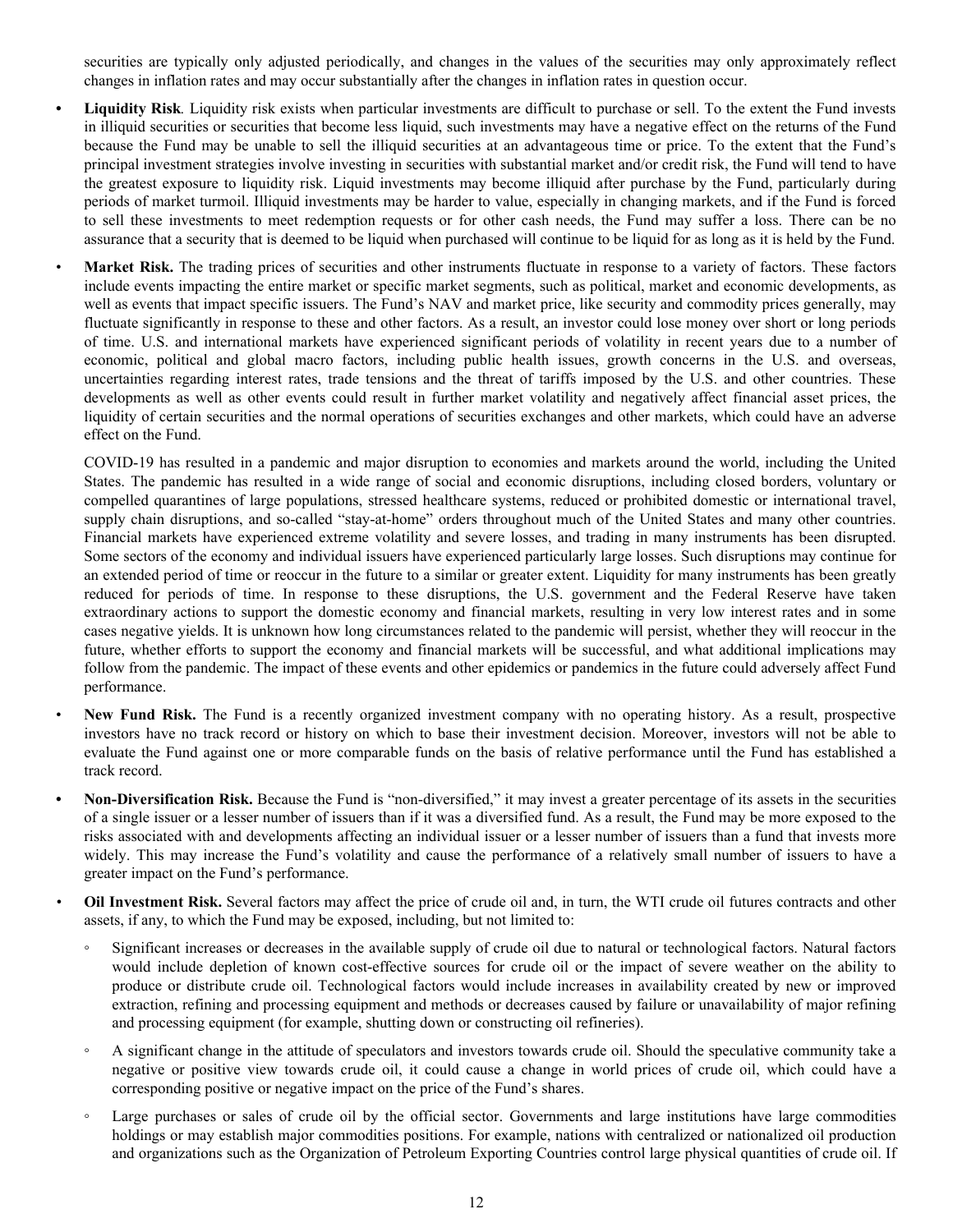securities are typically only adjusted periodically, and changes in the values of the securities may only approximately reflect changes in inflation rates and may occur substantially after the changes in inflation rates in question occur.

- **Liquidity Risk**. Liquidity risk exists when particular investments are difficult to purchase or sell. To the extent the Fund invests in illiquid securities or securities that become less liquid, such investments may have a negative effect on the returns of the Fund because the Fund may be unable to sell the illiquid securities at an advantageous time or price. To the extent that the Fund's principal investment strategies involve investing in securities with substantial market and/or credit risk, the Fund will tend to have the greatest exposure to liquidity risk. Liquid investments may become illiquid after purchase by the Fund, particularly during periods of market turmoil. Illiquid investments may be harder to value, especially in changing markets, and if the Fund is forced to sell these investments to meet redemption requests or for other cash needs, the Fund may suffer a loss. There can be no assurance that a security that is deemed to be liquid when purchased will continue to be liquid for as long as it is held by the Fund.

- **Market Risk.** The trading prices of securities and other instruments fluctuate in response to a variety of factors. These factors include events impacting the entire market or specific market segments, such as political, market and economic developments, as well as events that impact specific issuers. The Fund's NAV and market price, like security and commodity prices generally, may fluctuate significantly in response to these and other factors. As a result, an investor could lose money over short or long periods of time. U.S. and international markets have experienced significant periods of volatility in recent years due to a number of economic, political and global macro factors, including public health issues, growth concerns in the U.S. and overseas, uncertainties regarding interest rates, trade tensions and the threat of tariffs imposed by the U.S. and other countries. These developments as well as other events could result in further market volatility and negatively affect financial asset prices, the liquidity of certain securities and the normal operations of securities exchanges and other markets, which could have an adverse effect on the Fund.

  COVID-19 has resulted in a pandemic and major disruption to economies and markets around the world, including the United States. The pandemic has resulted in a wide range of social and economic disruptions, including closed borders, voluntary or compelled quarantines of large populations, stressed healthcare systems, reduced or prohibited domestic or international travel, supply chain disruptions, and so-called "stay-at-home" orders throughout much of the United States and many other countries. Financial markets have experienced extreme volatility and severe losses, and trading in many instruments has been disrupted. Some sectors of the economy and individual issuers have experienced particularly large losses. Such disruptions may continue for an extended period of time or reoccur in the future to a similar or greater extent. Liquidity for many instruments has been greatly reduced for periods of time. In response to these disruptions, the U.S. government and the Federal Reserve have taken extraordinary actions to support the domestic economy and financial markets, resulting in very low interest rates and in some cases negative yields. It is unknown how long circumstances related to the pandemic will persist, whether they will reoccur in the future, whether efforts to support the economy and financial markets will be successful, and what additional implications may follow from the pandemic. The impact of these events and other epidemics or pandemics in the future could adversely affect Fund performance.

- **New Fund Risk.** The Fund is a recently organized investment company with no operating history. As a result, prospective investors have no track record or history on which to base their investment decision. Moreover, investors will not be able to evaluate the Fund against one or more comparable funds on the basis of relative performance until the Fund has established a track record.

- **Non-Diversification Risk.** Because the Fund is "non-diversified," it may invest a greater percentage of its assets in the securities of a single issuer or a lesser number of issuers than if it was a diversified fund. As a result, the Fund may be more exposed to the risks associated with and developments affecting an individual issuer or a lesser number of issuers than a fund that invests more widely. This may increase the Fund's volatility and cause the performance of a relatively small number of issuers to have a greater impact on the Fund's performance.

- **Oil Investment Risk.** Several factors may affect the price of crude oil and, in turn, the WTI crude oil futures contracts and other assets, if any, to which the Fund may be exposed, including, but not limited to:

  - Significant increases or decreases in the available supply of crude oil due to natural or technological factors. Natural factors would include depletion of known cost-effective sources for crude oil or the impact of severe weather on the ability to produce or distribute crude oil. Technological factors would include increases in availability created by new or improved extraction, refining and processing equipment and methods or decreases caused by failure or unavailability of major refining and processing equipment (for example, shutting down or constructing oil refineries).

  - A significant change in the attitude of speculators and investors towards crude oil. Should the speculative community take a negative or positive view towards crude oil, it could cause a change in world prices of crude oil, which could have a corresponding positive or negative impact on the price of the Fund's shares.

  - Large purchases or sales of crude oil by the official sector. Governments and large institutions have large commodities holdings or may establish major commodities positions. For example, nations with centralized or nationalized oil production and organizations such as the Organization of Petroleum Exporting Countries control large physical quantities of crude oil. If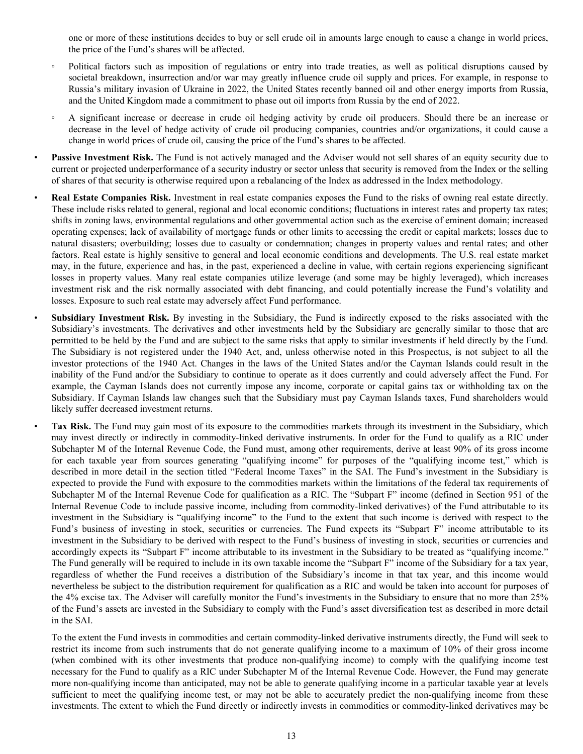one or more of these institutions decides to buy or sell crude oil in amounts large enough to cause a change in world prices, the price of the Fund's shares will be affected.

  - Political factors such as imposition of regulations or entry into trade treaties, as well as political disruptions caused by societal breakdown, insurrection and/or war may greatly influence crude oil supply and prices. For example, in response to Russia's military invasion of Ukraine in 2022, the United States recently banned oil and other energy imports from Russia, and the United Kingdom made a commitment to phase out oil imports from Russia by the end of 2022.
  - A significant increase or decrease in crude oil hedging activity by crude oil producers. Should there be an increase or decrease in the level of hedge activity of crude oil producing companies, countries and/or organizations, it could cause a change in world prices of crude oil, causing the price of the Fund's shares to be affected.

- **Passive Investment Risk.** The Fund is not actively managed and the Adviser would not sell shares of an equity security due to current or projected underperformance of a security industry or sector unless that security is removed from the Index or the selling of shares of that security is otherwise required upon a rebalancing of the Index as addressed in the Index methodology.
- **Real Estate Companies Risk.** Investment in real estate companies exposes the Fund to the risks of owning real estate directly. These include risks related to general, regional and local economic conditions; fluctuations in interest rates and property tax rates; shifts in zoning laws, environmental regulations and other governmental action such as the exercise of eminent domain; increased operating expenses; lack of availability of mortgage funds or other limits to accessing the credit or capital markets; losses due to natural disasters; overbuilding; losses due to casualty or condemnation; changes in property values and rental rates; and other factors. Real estate is highly sensitive to general and local economic conditions and developments. The U.S. real estate market may, in the future, experience and has, in the past, experienced a decline in value, with certain regions experiencing significant losses in property values. Many real estate companies utilize leverage (and some may be highly leveraged), which increases investment risk and the risk normally associated with debt financing, and could potentially increase the Fund's volatility and losses. Exposure to such real estate may adversely affect Fund performance.
- **Subsidiary Investment Risk.** By investing in the Subsidiary, the Fund is indirectly exposed to the risks associated with the Subsidiary's investments. The derivatives and other investments held by the Subsidiary are generally similar to those that are permitted to be held by the Fund and are subject to the same risks that apply to similar investments if held directly by the Fund. The Subsidiary is not registered under the 1940 Act, and, unless otherwise noted in this Prospectus, is not subject to all the investor protections of the 1940 Act. Changes in the laws of the United States and/or the Cayman Islands could result in the inability of the Fund and/or the Subsidiary to continue to operate as it does currently and could adversely affect the Fund. For example, the Cayman Islands does not currently impose any income, corporate or capital gains tax or withholding tax on the Subsidiary. If Cayman Islands law changes such that the Subsidiary must pay Cayman Islands taxes, Fund shareholders would likely suffer decreased investment returns.
- **Tax Risk.** The Fund may gain most of its exposure to the commodities markets through its investment in the Subsidiary, which may invest directly or indirectly in commodity-linked derivative instruments. In order for the Fund to qualify as a RIC under Subchapter M of the Internal Revenue Code, the Fund must, among other requirements, derive at least 90% of its gross income for each taxable year from sources generating "qualifying income" for purposes of the "qualifying income test," which is described in more detail in the section titled "Federal Income Taxes" in the SAI. The Fund's investment in the Subsidiary is expected to provide the Fund with exposure to the commodities markets within the limitations of the federal tax requirements of Subchapter M of the Internal Revenue Code for qualification as a RIC. The "Subpart F" income (defined in Section 951 of the Internal Revenue Code to include passive income, including from commodity-linked derivatives) of the Fund attributable to its investment in the Subsidiary is "qualifying income" to the Fund to the extent that such income is derived with respect to the Fund's business of investing in stock, securities or currencies. The Fund expects its "Subpart F" income attributable to its investment in the Subsidiary to be derived with respect to the Fund's business of investing in stock, securities or currencies and accordingly expects its "Subpart F" income attributable to its investment in the Subsidiary to be treated as "qualifying income." The Fund generally will be required to include in its own taxable income the "Subpart F" income of the Subsidiary for a tax year, regardless of whether the Fund receives a distribution of the Subsidiary's income in that tax year, and this income would nevertheless be subject to the distribution requirement for qualification as a RIC and would be taken into account for purposes of the 4% excise tax. The Adviser will carefully monitor the Fund's investments in the Subsidiary to ensure that no more than 25% of the Fund's assets are invested in the Subsidiary to comply with the Fund's asset diversification test as described in more detail in the SAI.

  To the extent the Fund invests in commodities and certain commodity-linked derivative instruments directly, the Fund will seek to restrict its income from such instruments that do not generate qualifying income to a maximum of 10% of their gross income (when combined with its other investments that produce non-qualifying income) to comply with the qualifying income test necessary for the Fund to qualify as a RIC under Subchapter M of the Internal Revenue Code. However, the Fund may generate more non-qualifying income than anticipated, may not be able to generate qualifying income in a particular taxable year at levels sufficient to meet the qualifying income test, or may not be able to accurately predict the non-qualifying income from these investments. The extent to which the Fund directly or indirectly invests in commodities or commodity-linked derivatives may be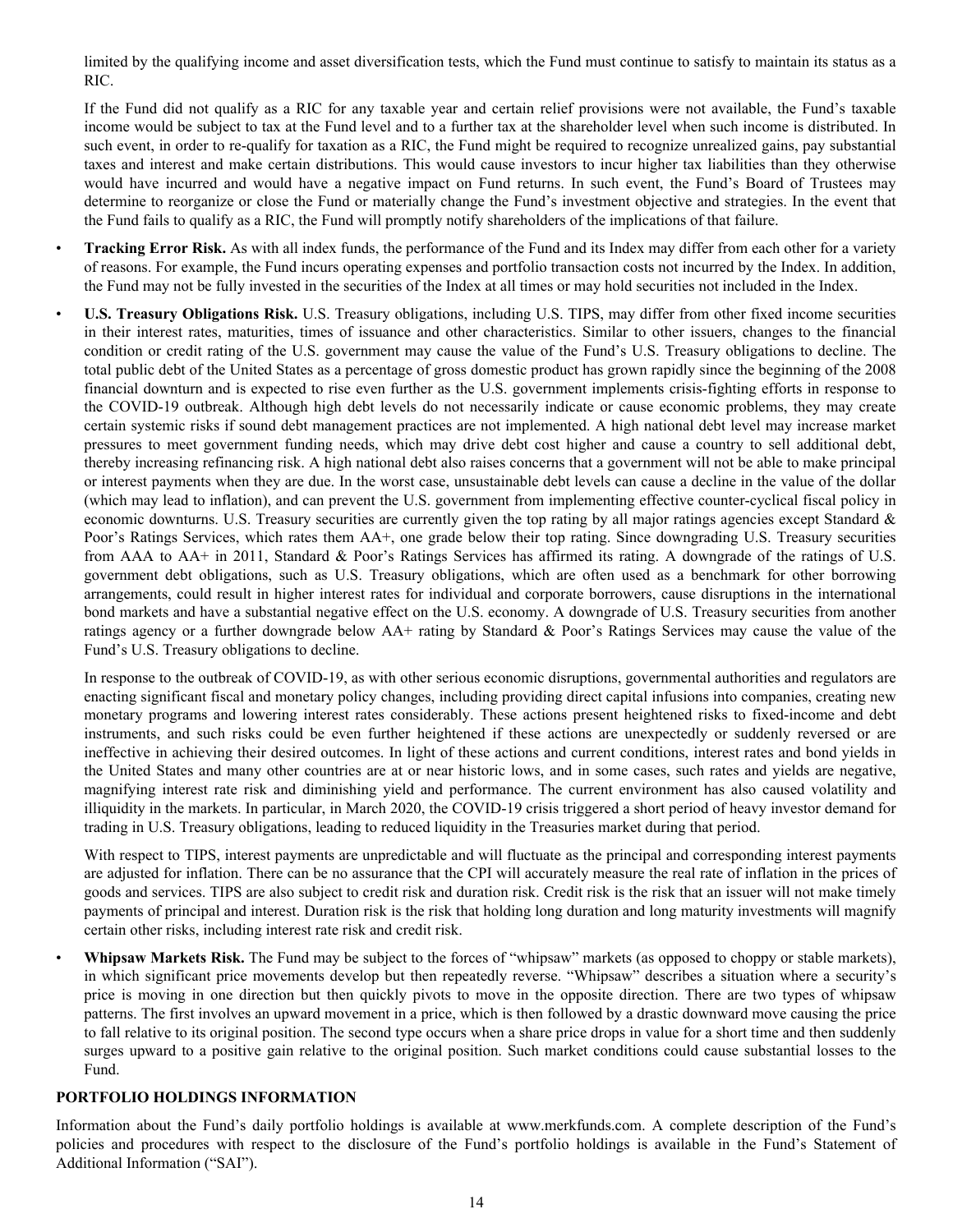limited by the qualifying income and asset diversification tests, which the Fund must continue to satisfy to maintain its status as a RIC.

If the Fund did not qualify as a RIC for any taxable year and certain relief provisions were not available, the Fund's taxable income would be subject to tax at the Fund level and to a further tax at the shareholder level when such income is distributed. In such event, in order to re-qualify for taxation as a RIC, the Fund might be required to recognize unrealized gains, pay substantial taxes and interest and make certain distributions. This would cause investors to incur higher tax liabilities than they otherwise would have incurred and would have a negative impact on Fund returns. In such event, the Fund's Board of Trustees may determine to reorganize or close the Fund or materially change the Fund's investment objective and strategies. In the event that the Fund fails to qualify as a RIC, the Fund will promptly notify shareholders of the implications of that failure.

- **Tracking Error Risk.** As with all index funds, the performance of the Fund and its Index may differ from each other for a variety of reasons. For example, the Fund incurs operating expenses and portfolio transaction costs not incurred by the Index. In addition, the Fund may not be fully invested in the securities of the Index at all times or may hold securities not included in the Index.

- **U.S. Treasury Obligations Risk.** U.S. Treasury obligations, including U.S. TIPS, may differ from other fixed income securities in their interest rates, maturities, times of issuance and other characteristics. Similar to other issuers, changes to the financial condition or credit rating of the U.S. government may cause the value of the Fund's U.S. Treasury obligations to decline. The total public debt of the United States as a percentage of gross domestic product has grown rapidly since the beginning of the 2008 financial downturn and is expected to rise even further as the U.S. government implements crisis-fighting efforts in response to the COVID-19 outbreak. Although high debt levels do not necessarily indicate or cause economic problems, they may create certain systemic risks if sound debt management practices are not implemented. A high national debt level may increase market pressures to meet government funding needs, which may drive debt cost higher and cause a country to sell additional debt, thereby increasing refinancing risk. A high national debt also raises concerns that a government will not be able to make principal or interest payments when they are due. In the worst case, unsustainable debt levels can cause a decline in the value of the dollar (which may lead to inflation), and can prevent the U.S. government from implementing effective counter-cyclical fiscal policy in economic downturns. U.S. Treasury securities are currently given the top rating by all major ratings agencies except Standard & Poor's Ratings Services, which rates them AA+, one grade below their top rating. Since downgrading U.S. Treasury securities from AAA to AA+ in 2011, Standard & Poor's Ratings Services has affirmed its rating. A downgrade of the ratings of U.S. government debt obligations, such as U.S. Treasury obligations, which are often used as a benchmark for other borrowing arrangements, could result in higher interest rates for individual and corporate borrowers, cause disruptions in the international bond markets and have a substantial negative effect on the U.S. economy. A downgrade of U.S. Treasury securities from another ratings agency or a further downgrade below AA+ rating by Standard & Poor's Ratings Services may cause the value of the Fund's U.S. Treasury obligations to decline.

  In response to the outbreak of COVID-19, as with other serious economic disruptions, governmental authorities and regulators are enacting significant fiscal and monetary policy changes, including providing direct capital infusions into companies, creating new monetary programs and lowering interest rates considerably. These actions present heightened risks to fixed-income and debt instruments, and such risks could be even further heightened if these actions are unexpectedly or suddenly reversed or are ineffective in achieving their desired outcomes. In light of these actions and current conditions, interest rates and bond yields in the United States and many other countries are at or near historic lows, and in some cases, such rates and yields are negative, magnifying interest rate risk and diminishing yield and performance. The current environment has also caused volatility and illiquidity in the markets. In particular, in March 2020, the COVID-19 crisis triggered a short period of heavy investor demand for trading in U.S. Treasury obligations, leading to reduced liquidity in the Treasuries market during that period.

  With respect to TIPS, interest payments are unpredictable and will fluctuate as the principal and corresponding interest payments are adjusted for inflation. There can be no assurance that the CPI will accurately measure the real rate of inflation in the prices of goods and services. TIPS are also subject to credit risk and duration risk. Credit risk is the risk that an issuer will not make timely payments of principal and interest. Duration risk is the risk that holding long duration and long maturity investments will magnify certain other risks, including interest rate risk and credit risk.

- **Whipsaw Markets Risk.** The Fund may be subject to the forces of "whipsaw" markets (as opposed to choppy or stable markets), in which significant price movements develop but then repeatedly reverse. "Whipsaw" describes a situation where a security's price is moving in one direction but then quickly pivots to move in the opposite direction. There are two types of whipsaw patterns. The first involves an upward movement in a price, which is then followed by a drastic downward move causing the price to fall relative to its original position. The second type occurs when a share price drops in value for a short time and then suddenly surges upward to a positive gain relative to the original position. Such market conditions could cause substantial losses to the Fund.

## PORTFOLIO HOLDINGS INFORMATION

Information about the Fund's daily portfolio holdings is available at www.merkfunds.com. A complete description of the Fund's policies and procedures with respect to the disclosure of the Fund's portfolio holdings is available in the Fund's Statement of Additional Information ("SAI").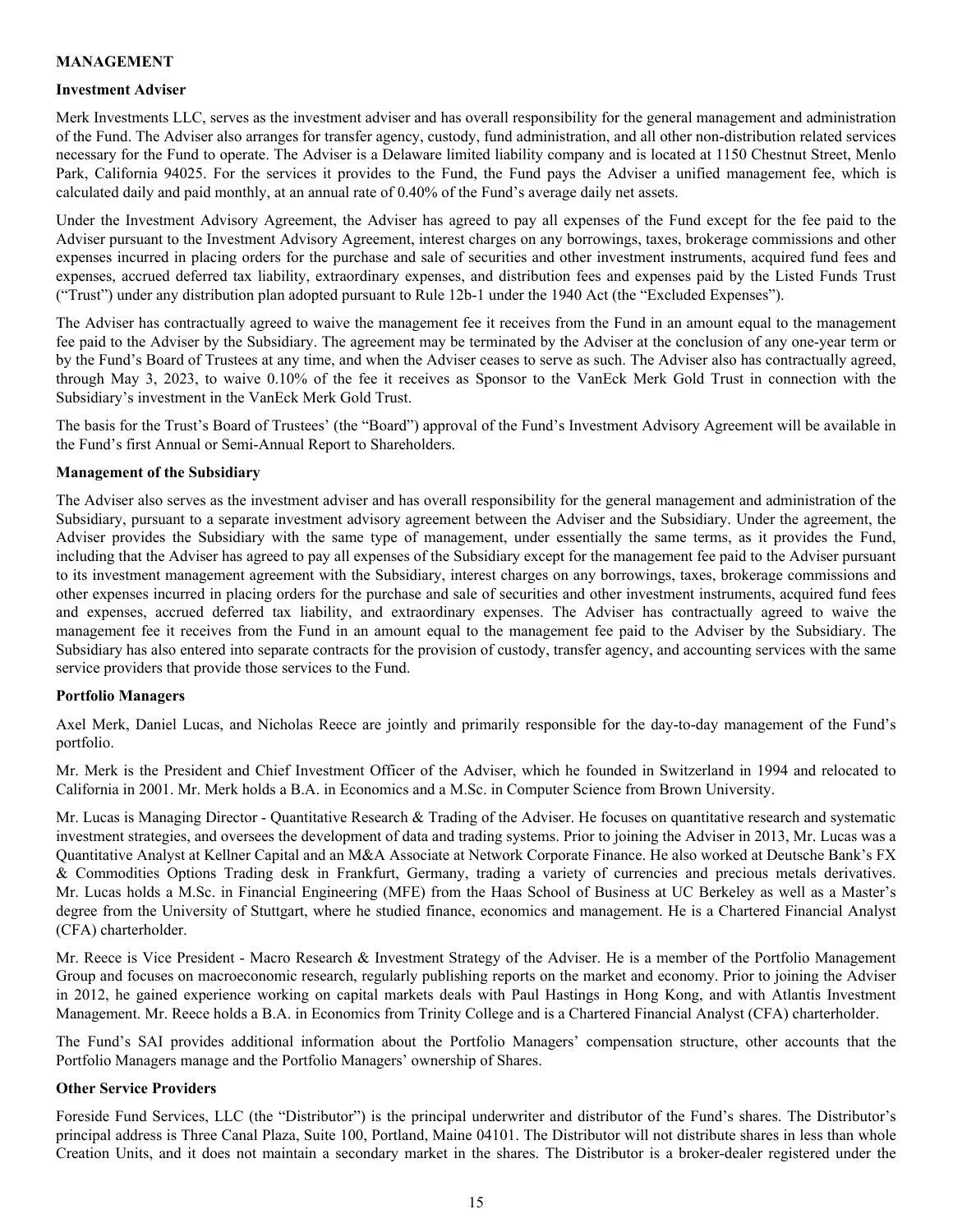## MANAGEMENT

### Investment Adviser

Merk Investments LLC, serves as the investment adviser and has overall responsibility for the general management and administration of the Fund. The Adviser also arranges for transfer agency, custody, fund administration, and all other non-distribution related services necessary for the Fund to operate. The Adviser is a Delaware limited liability company and is located at 1150 Chestnut Street, Menlo Park, California 94025. For the services it provides to the Fund, the Fund pays the Adviser a unified management fee, which is calculated daily and paid monthly, at an annual rate of 0.40% of the Fund's average daily net assets.

Under the Investment Advisory Agreement, the Adviser has agreed to pay all expenses of the Fund except for the fee paid to the Adviser pursuant to the Investment Advisory Agreement, interest charges on any borrowings, taxes, brokerage commissions and other expenses incurred in placing orders for the purchase and sale of securities and other investment instruments, acquired fund fees and expenses, accrued deferred tax liability, extraordinary expenses, and distribution fees and expenses paid by the Listed Funds Trust ("Trust") under any distribution plan adopted pursuant to Rule 12b-1 under the 1940 Act (the "Excluded Expenses").

The Adviser has contractually agreed to waive the management fee it receives from the Fund in an amount equal to the management fee paid to the Adviser by the Subsidiary. The agreement may be terminated by the Adviser at the conclusion of any one-year term or by the Fund's Board of Trustees at any time, and when the Adviser ceases to serve as such. The Adviser also has contractually agreed, through May 3, 2023, to waive 0.10% of the fee it receives as Sponsor to the VanEck Merk Gold Trust in connection with the Subsidiary's investment in the VanEck Merk Gold Trust.

The basis for the Trust's Board of Trustees' (the "Board") approval of the Fund's Investment Advisory Agreement will be available in the Fund's first Annual or Semi-Annual Report to Shareholders.

### Management of the Subsidiary

The Adviser also serves as the investment adviser and has overall responsibility for the general management and administration of the Subsidiary, pursuant to a separate investment advisory agreement between the Adviser and the Subsidiary. Under the agreement, the Adviser provides the Subsidiary with the same type of management, under essentially the same terms, as it provides the Fund, including that the Adviser has agreed to pay all expenses of the Subsidiary except for the management fee paid to the Adviser pursuant to its investment management agreement with the Subsidiary, interest charges on any borrowings, taxes, brokerage commissions and other expenses incurred in placing orders for the purchase and sale of securities and other investment instruments, acquired fund fees and expenses, accrued deferred tax liability, and extraordinary expenses. The Adviser has contractually agreed to waive the management fee it receives from the Fund in an amount equal to the management fee paid to the Adviser by the Subsidiary. The Subsidiary has also entered into separate contracts for the provision of custody, transfer agency, and accounting services with the same service providers that provide those services to the Fund.

### Portfolio Managers

Axel Merk, Daniel Lucas, and Nicholas Reece are jointly and primarily responsible for the day-to-day management of the Fund's portfolio.

Mr. Merk is the President and Chief Investment Officer of the Adviser, which he founded in Switzerland in 1994 and relocated to California in 2001. Mr. Merk holds a B.A. in Economics and a M.Sc. in Computer Science from Brown University.

Mr. Lucas is Managing Director - Quantitative Research & Trading of the Adviser. He focuses on quantitative research and systematic investment strategies, and oversees the development of data and trading systems. Prior to joining the Adviser in 2013, Mr. Lucas was a Quantitative Analyst at Kellner Capital and an M&A Associate at Network Corporate Finance. He also worked at Deutsche Bank's FX & Commodities Options Trading desk in Frankfurt, Germany, trading a variety of currencies and precious metals derivatives. Mr. Lucas holds a M.Sc. in Financial Engineering (MFE) from the Haas School of Business at UC Berkeley as well as a Master's degree from the University of Stuttgart, where he studied finance, economics and management. He is a Chartered Financial Analyst (CFA) charterholder.

Mr. Reece is Vice President - Macro Research & Investment Strategy of the Adviser. He is a member of the Portfolio Management Group and focuses on macroeconomic research, regularly publishing reports on the market and economy. Prior to joining the Adviser in 2012, he gained experience working on capital markets deals with Paul Hastings in Hong Kong, and with Atlantis Investment Management. Mr. Reece holds a B.A. in Economics from Trinity College and is a Chartered Financial Analyst (CFA) charterholder.

The Fund's SAI provides additional information about the Portfolio Managers' compensation structure, other accounts that the Portfolio Managers manage and the Portfolio Managers' ownership of Shares.

### Other Service Providers

Foreside Fund Services, LLC (the "Distributor") is the principal underwriter and distributor of the Fund's shares. The Distributor's principal address is Three Canal Plaza, Suite 100, Portland, Maine 04101. The Distributor will not distribute shares in less than whole Creation Units, and it does not maintain a secondary market in the shares. The Distributor is a broker-dealer registered under the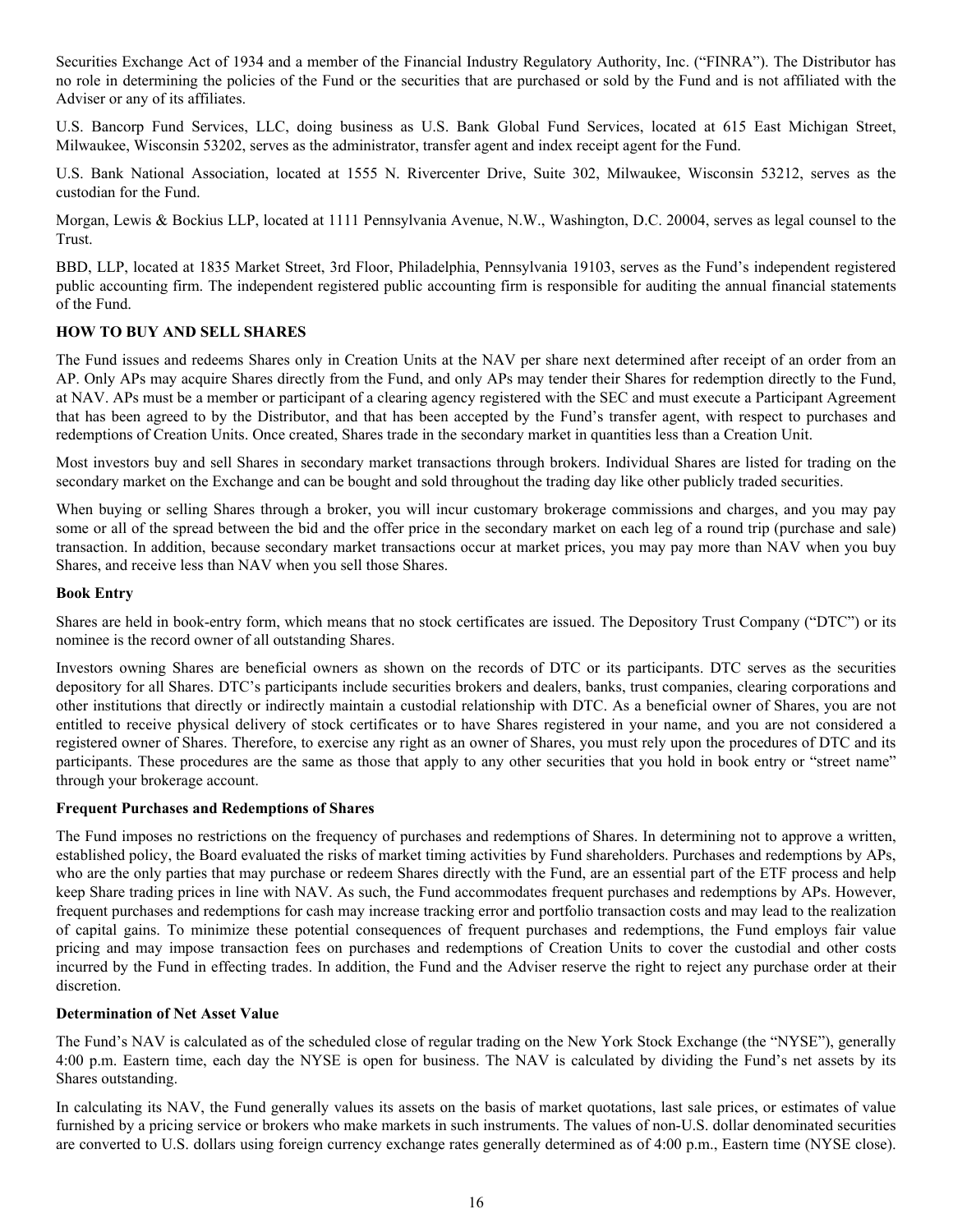Securities Exchange Act of 1934 and a member of the Financial Industry Regulatory Authority, Inc. ("FINRA"). The Distributor has no role in determining the policies of the Fund or the securities that are purchased or sold by the Fund and is not affiliated with the Adviser or any of its affiliates.

U.S. Bancorp Fund Services, LLC, doing business as U.S. Bank Global Fund Services, located at 615 East Michigan Street, Milwaukee, Wisconsin 53202, serves as the administrator, transfer agent and index receipt agent for the Fund.

U.S. Bank National Association, located at 1555 N. Rivercenter Drive, Suite 302, Milwaukee, Wisconsin 53212, serves as the custodian for the Fund.

Morgan, Lewis & Bockius LLP, located at 1111 Pennsylvania Avenue, N.W., Washington, D.C. 20004, serves as legal counsel to the Trust.

BBD, LLP, located at 1835 Market Street, 3rd Floor, Philadelphia, Pennsylvania 19103, serves as the Fund's independent registered public accounting firm. The independent registered public accounting firm is responsible for auditing the annual financial statements of the Fund.

## HOW TO BUY AND SELL SHARES

The Fund issues and redeems Shares only in Creation Units at the NAV per share next determined after receipt of an order from an AP. Only APs may acquire Shares directly from the Fund, and only APs may tender their Shares for redemption directly to the Fund, at NAV. APs must be a member or participant of a clearing agency registered with the SEC and must execute a Participant Agreement that has been agreed to by the Distributor, and that has been accepted by the Fund's transfer agent, with respect to purchases and redemptions of Creation Units. Once created, Shares trade in the secondary market in quantities less than a Creation Unit.

Most investors buy and sell Shares in secondary market transactions through brokers. Individual Shares are listed for trading on the secondary market on the Exchange and can be bought and sold throughout the trading day like other publicly traded securities.

When buying or selling Shares through a broker, you will incur customary brokerage commissions and charges, and you may pay some or all of the spread between the bid and the offer price in the secondary market on each leg of a round trip (purchase and sale) transaction. In addition, because secondary market transactions occur at market prices, you may pay more than NAV when you buy Shares, and receive less than NAV when you sell those Shares.

### Book Entry

Shares are held in book-entry form, which means that no stock certificates are issued. The Depository Trust Company ("DTC") or its nominee is the record owner of all outstanding Shares.

Investors owning Shares are beneficial owners as shown on the records of DTC or its participants. DTC serves as the securities depository for all Shares. DTC's participants include securities brokers and dealers, banks, trust companies, clearing corporations and other institutions that directly or indirectly maintain a custodial relationship with DTC. As a beneficial owner of Shares, you are not entitled to receive physical delivery of stock certificates or to have Shares registered in your name, and you are not considered a registered owner of Shares. Therefore, to exercise any right as an owner of Shares, you must rely upon the procedures of DTC and its participants. These procedures are the same as those that apply to any other securities that you hold in book entry or "street name" through your brokerage account.

### Frequent Purchases and Redemptions of Shares

The Fund imposes no restrictions on the frequency of purchases and redemptions of Shares. In determining not to approve a written, established policy, the Board evaluated the risks of market timing activities by Fund shareholders. Purchases and redemptions by APs, who are the only parties that may purchase or redeem Shares directly with the Fund, are an essential part of the ETF process and help keep Share trading prices in line with NAV. As such, the Fund accommodates frequent purchases and redemptions by APs. However, frequent purchases and redemptions for cash may increase tracking error and portfolio transaction costs and may lead to the realization of capital gains. To minimize these potential consequences of frequent purchases and redemptions, the Fund employs fair value pricing and may impose transaction fees on purchases and redemptions of Creation Units to cover the custodial and other costs incurred by the Fund in effecting trades. In addition, the Fund and the Adviser reserve the right to reject any purchase order at their discretion.

### Determination of Net Asset Value

The Fund's NAV is calculated as of the scheduled close of regular trading on the New York Stock Exchange (the "NYSE"), generally 4:00 p.m. Eastern time, each day the NYSE is open for business. The NAV is calculated by dividing the Fund's net assets by its Shares outstanding.

In calculating its NAV, the Fund generally values its assets on the basis of market quotations, last sale prices, or estimates of value furnished by a pricing service or brokers who make markets in such instruments. The values of non-U.S. dollar denominated securities are converted to U.S. dollars using foreign currency exchange rates generally determined as of 4:00 p.m., Eastern time (NYSE close).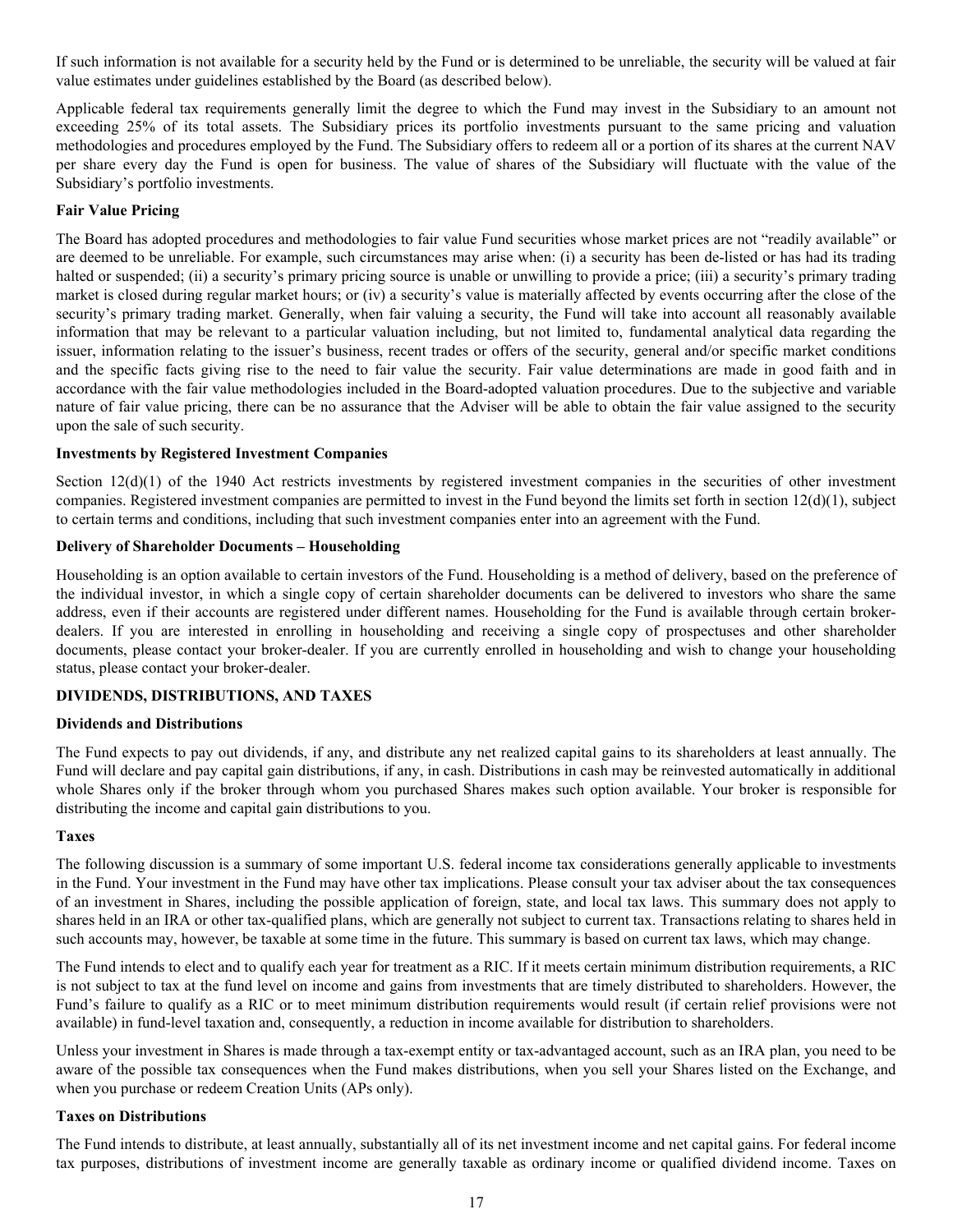If such information is not available for a security held by the Fund or is determined to be unreliable, the security will be valued at fair value estimates under guidelines established by the Board (as described below).

Applicable federal tax requirements generally limit the degree to which the Fund may invest in the Subsidiary to an amount not exceeding 25% of its total assets. The Subsidiary prices its portfolio investments pursuant to the same pricing and valuation methodologies and procedures employed by the Fund. The Subsidiary offers to redeem all or a portion of its shares at the current NAV per share every day the Fund is open for business. The value of shares of the Subsidiary will fluctuate with the value of the Subsidiary's portfolio investments.

**Fair Value Pricing**

The Board has adopted procedures and methodologies to fair value Fund securities whose market prices are not "readily available" or are deemed to be unreliable. For example, such circumstances may arise when: (i) a security has been de-listed or has had its trading halted or suspended; (ii) a security's primary pricing source is unable or unwilling to provide a price; (iii) a security's primary trading market is closed during regular market hours; or (iv) a security's value is materially affected by events occurring after the close of the security's primary trading market. Generally, when fair valuing a security, the Fund will take into account all reasonably available information that may be relevant to a particular valuation including, but not limited to, fundamental analytical data regarding the issuer, information relating to the issuer's business, recent trades or offers of the security, general and/or specific market conditions and the specific facts giving rise to the need to fair value the security. Fair value determinations are made in good faith and in accordance with the fair value methodologies included in the Board-adopted valuation procedures. Due to the subjective and variable nature of fair value pricing, there can be no assurance that the Adviser will be able to obtain the fair value assigned to the security upon the sale of such security.

**Investments by Registered Investment Companies**

Section 12(d)(1) of the 1940 Act restricts investments by registered investment companies in the securities of other investment companies. Registered investment companies are permitted to invest in the Fund beyond the limits set forth in section 12(d)(1), subject to certain terms and conditions, including that such investment companies enter into an agreement with the Fund.

**Delivery of Shareholder Documents – Householding**

Householding is an option available to certain investors of the Fund. Householding is a method of delivery, based on the preference of the individual investor, in which a single copy of certain shareholder documents can be delivered to investors who share the same address, even if their accounts are registered under different names. Householding for the Fund is available through certain broker-dealers. If you are interested in enrolling in householding and receiving a single copy of prospectuses and other shareholder documents, please contact your broker-dealer. If you are currently enrolled in householding and wish to change your householding status, please contact your broker-dealer.

## DIVIDENDS, DISTRIBUTIONS, AND TAXES

**Dividends and Distributions**

The Fund expects to pay out dividends, if any, and distribute any net realized capital gains to its shareholders at least annually. The Fund will declare and pay capital gain distributions, if any, in cash. Distributions in cash may be reinvested automatically in additional whole Shares only if the broker through whom you purchased Shares makes such option available. Your broker is responsible for distributing the income and capital gain distributions to you.

**Taxes**

The following discussion is a summary of some important U.S. federal income tax considerations generally applicable to investments in the Fund. Your investment in the Fund may have other tax implications. Please consult your tax adviser about the tax consequences of an investment in Shares, including the possible application of foreign, state, and local tax laws. This summary does not apply to shares held in an IRA or other tax-qualified plans, which are generally not subject to current tax. Transactions relating to shares held in such accounts may, however, be taxable at some time in the future. This summary is based on current tax laws, which may change.

The Fund intends to elect and to qualify each year for treatment as a RIC. If it meets certain minimum distribution requirements, a RIC is not subject to tax at the fund level on income and gains from investments that are timely distributed to shareholders. However, the Fund's failure to qualify as a RIC or to meet minimum distribution requirements would result (if certain relief provisions were not available) in fund-level taxation and, consequently, a reduction in income available for distribution to shareholders.

Unless your investment in Shares is made through a tax-exempt entity or tax-advantaged account, such as an IRA plan, you need to be aware of the possible tax consequences when the Fund makes distributions, when you sell your Shares listed on the Exchange, and when you purchase or redeem Creation Units (APs only).

**Taxes on Distributions**

The Fund intends to distribute, at least annually, substantially all of its net investment income and net capital gains. For federal income tax purposes, distributions of investment income are generally taxable as ordinary income or qualified dividend income. Taxes on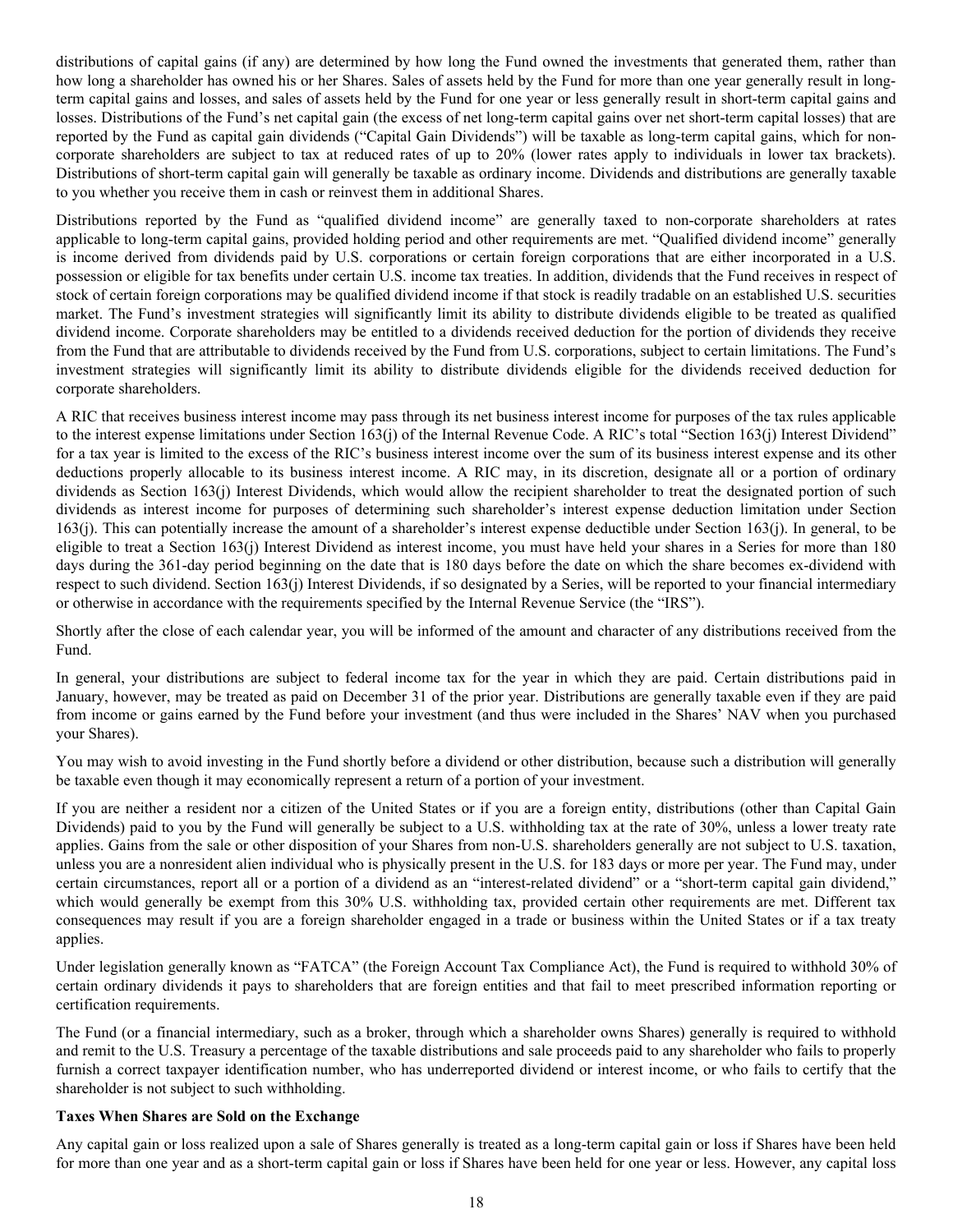distributions of capital gains (if any) are determined by how long the Fund owned the investments that generated them, rather than how long a shareholder has owned his or her Shares. Sales of assets held by the Fund for more than one year generally result in long-term capital gains and losses, and sales of assets held by the Fund for one year or less generally result in short-term capital gains and losses. Distributions of the Fund's net capital gain (the excess of net long-term capital gains over net short-term capital losses) that are reported by the Fund as capital gain dividends ("Capital Gain Dividends") will be taxable as long-term capital gains, which for non-corporate shareholders are subject to tax at reduced rates of up to 20% (lower rates apply to individuals in lower tax brackets). Distributions of short-term capital gain will generally be taxable as ordinary income. Dividends and distributions are generally taxable to you whether you receive them in cash or reinvest them in additional Shares.

Distributions reported by the Fund as "qualified dividend income" are generally taxed to non-corporate shareholders at rates applicable to long-term capital gains, provided holding period and other requirements are met. "Qualified dividend income" generally is income derived from dividends paid by U.S. corporations or certain foreign corporations that are either incorporated in a U.S. possession or eligible for tax benefits under certain U.S. income tax treaties. In addition, dividends that the Fund receives in respect of stock of certain foreign corporations may be qualified dividend income if that stock is readily tradable on an established U.S. securities market. The Fund's investment strategies will significantly limit its ability to distribute dividends eligible to be treated as qualified dividend income. Corporate shareholders may be entitled to a dividends received deduction for the portion of dividends they receive from the Fund that are attributable to dividends received by the Fund from U.S. corporations, subject to certain limitations. The Fund's investment strategies will significantly limit its ability to distribute dividends eligible for the dividends received deduction for corporate shareholders.

A RIC that receives business interest income may pass through its net business interest income for purposes of the tax rules applicable to the interest expense limitations under Section 163(j) of the Internal Revenue Code. A RIC's total "Section 163(j) Interest Dividend" for a tax year is limited to the excess of the RIC's business interest income over the sum of its business interest expense and its other deductions properly allocable to its business interest income. A RIC may, in its discretion, designate all or a portion of ordinary dividends as Section 163(j) Interest Dividends, which would allow the recipient shareholder to treat the designated portion of such dividends as interest income for purposes of determining such shareholder's interest expense deduction limitation under Section 163(j). This can potentially increase the amount of a shareholder's interest expense deductible under Section 163(j). In general, to be eligible to treat a Section 163(j) Interest Dividend as interest income, you must have held your shares in a Series for more than 180 days during the 361-day period beginning on the date that is 180 days before the date on which the share becomes ex-dividend with respect to such dividend. Section 163(j) Interest Dividends, if so designated by a Series, will be reported to your financial intermediary or otherwise in accordance with the requirements specified by the Internal Revenue Service (the "IRS").

Shortly after the close of each calendar year, you will be informed of the amount and character of any distributions received from the Fund.

In general, your distributions are subject to federal income tax for the year in which they are paid. Certain distributions paid in January, however, may be treated as paid on December 31 of the prior year. Distributions are generally taxable even if they are paid from income or gains earned by the Fund before your investment (and thus were included in the Shares' NAV when you purchased your Shares).

You may wish to avoid investing in the Fund shortly before a dividend or other distribution, because such a distribution will generally be taxable even though it may economically represent a return of a portion of your investment.

If you are neither a resident nor a citizen of the United States or if you are a foreign entity, distributions (other than Capital Gain Dividends) paid to you by the Fund will generally be subject to a U.S. withholding tax at the rate of 30%, unless a lower treaty rate applies. Gains from the sale or other disposition of your Shares from non-U.S. shareholders generally are not subject to U.S. taxation, unless you are a nonresident alien individual who is physically present in the U.S. for 183 days or more per year. The Fund may, under certain circumstances, report all or a portion of a dividend as an "interest-related dividend" or a "short-term capital gain dividend," which would generally be exempt from this 30% U.S. withholding tax, provided certain other requirements are met. Different tax consequences may result if you are a foreign shareholder engaged in a trade or business within the United States or if a tax treaty applies.

Under legislation generally known as "FATCA" (the Foreign Account Tax Compliance Act), the Fund is required to withhold 30% of certain ordinary dividends it pays to shareholders that are foreign entities and that fail to meet prescribed information reporting or certification requirements.

The Fund (or a financial intermediary, such as a broker, through which a shareholder owns Shares) generally is required to withhold and remit to the U.S. Treasury a percentage of the taxable distributions and sale proceeds paid to any shareholder who fails to properly furnish a correct taxpayer identification number, who has underreported dividend or interest income, or who fails to certify that the shareholder is not subject to such withholding.

**Taxes When Shares are Sold on the Exchange**

Any capital gain or loss realized upon a sale of Shares generally is treated as a long-term capital gain or loss if Shares have been held for more than one year and as a short-term capital gain or loss if Shares have been held for one year or less. However, any capital loss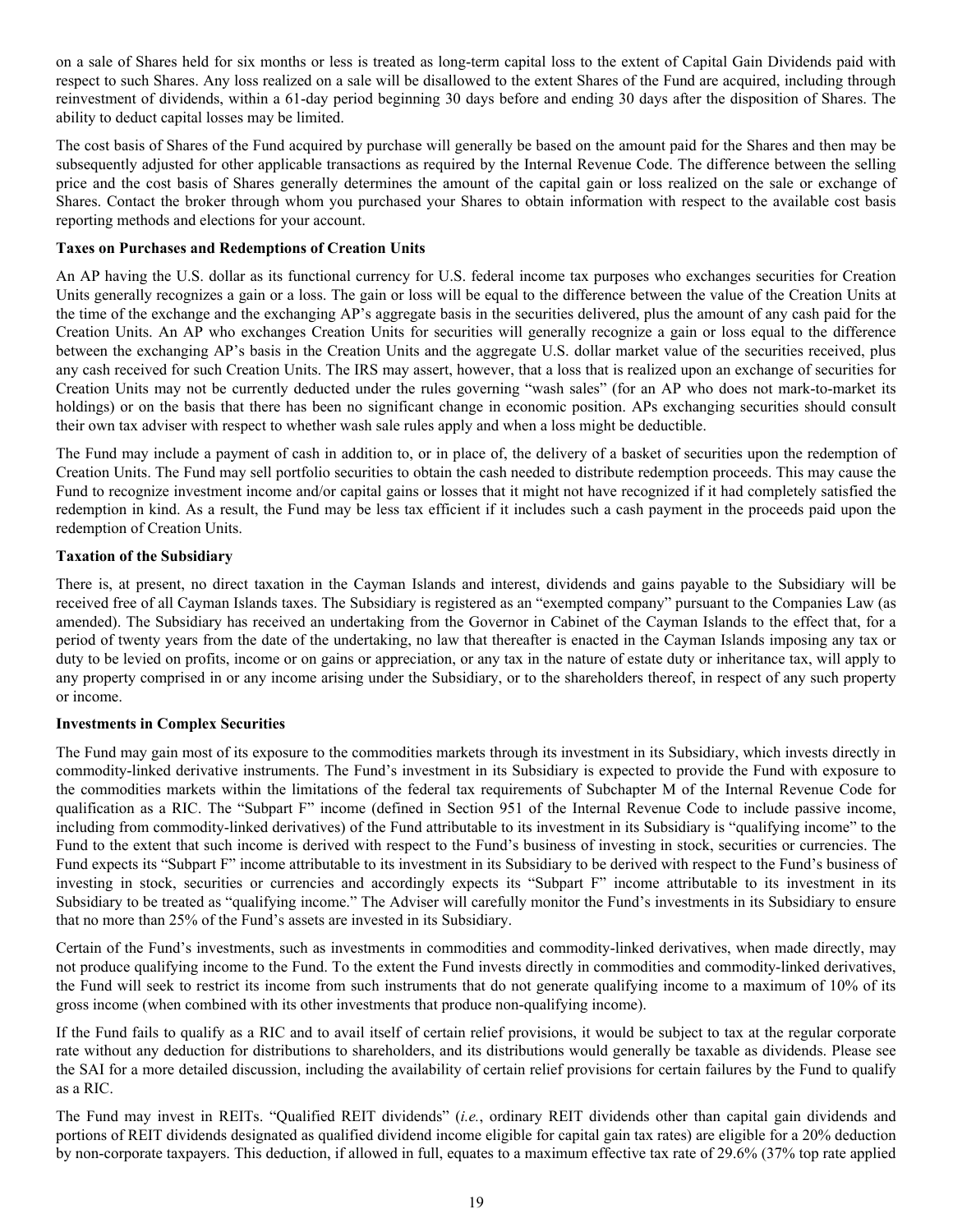on a sale of Shares held for six months or less is treated as long-term capital loss to the extent of Capital Gain Dividends paid with respect to such Shares. Any loss realized on a sale will be disallowed to the extent Shares of the Fund are acquired, including through reinvestment of dividends, within a 61-day period beginning 30 days before and ending 30 days after the disposition of Shares. The ability to deduct capital losses may be limited.

The cost basis of Shares of the Fund acquired by purchase will generally be based on the amount paid for the Shares and then may be subsequently adjusted for other applicable transactions as required by the Internal Revenue Code. The difference between the selling price and the cost basis of Shares generally determines the amount of the capital gain or loss realized on the sale or exchange of Shares. Contact the broker through whom you purchased your Shares to obtain information with respect to the available cost basis reporting methods and elections for your account.

**Taxes on Purchases and Redemptions of Creation Units**

An AP having the U.S. dollar as its functional currency for U.S. federal income tax purposes who exchanges securities for Creation Units generally recognizes a gain or a loss. The gain or loss will be equal to the difference between the value of the Creation Units at the time of the exchange and the exchanging AP's aggregate basis in the securities delivered, plus the amount of any cash paid for the Creation Units. An AP who exchanges Creation Units for securities will generally recognize a gain or loss equal to the difference between the exchanging AP's basis in the Creation Units and the aggregate U.S. dollar market value of the securities received, plus any cash received for such Creation Units. The IRS may assert, however, that a loss that is realized upon an exchange of securities for Creation Units may not be currently deducted under the rules governing "wash sales" (for an AP who does not mark-to-market its holdings) or on the basis that there has been no significant change in economic position. APs exchanging securities should consult their own tax adviser with respect to whether wash sale rules apply and when a loss might be deductible.

The Fund may include a payment of cash in addition to, or in place of, the delivery of a basket of securities upon the redemption of Creation Units. The Fund may sell portfolio securities to obtain the cash needed to distribute redemption proceeds. This may cause the Fund to recognize investment income and/or capital gains or losses that it might not have recognized if it had completely satisfied the redemption in kind. As a result, the Fund may be less tax efficient if it includes such a cash payment in the proceeds paid upon the redemption of Creation Units.

**Taxation of the Subsidiary**

There is, at present, no direct taxation in the Cayman Islands and interest, dividends and gains payable to the Subsidiary will be received free of all Cayman Islands taxes. The Subsidiary is registered as an "exempted company" pursuant to the Companies Law (as amended). The Subsidiary has received an undertaking from the Governor in Cabinet of the Cayman Islands to the effect that, for a period of twenty years from the date of the undertaking, no law that thereafter is enacted in the Cayman Islands imposing any tax or duty to be levied on profits, income or on gains or appreciation, or any tax in the nature of estate duty or inheritance tax, will apply to any property comprised in or any income arising under the Subsidiary, or to the shareholders thereof, in respect of any such property or income.

**Investments in Complex Securities**

The Fund may gain most of its exposure to the commodities markets through its investment in its Subsidiary, which invests directly in commodity-linked derivative instruments. The Fund's investment in its Subsidiary is expected to provide the Fund with exposure to the commodities markets within the limitations of the federal tax requirements of Subchapter M of the Internal Revenue Code for qualification as a RIC. The "Subpart F" income (defined in Section 951 of the Internal Revenue Code to include passive income, including from commodity-linked derivatives) of the Fund attributable to its investment in its Subsidiary is "qualifying income" to the Fund to the extent that such income is derived with respect to the Fund's business of investing in stock, securities or currencies. The Fund expects its "Subpart F" income attributable to its investment in its Subsidiary to be derived with respect to the Fund's business of investing in stock, securities or currencies and accordingly expects its "Subpart F" income attributable to its investment in its Subsidiary to be treated as "qualifying income." The Adviser will carefully monitor the Fund's investments in its Subsidiary to ensure that no more than 25% of the Fund's assets are invested in its Subsidiary.

Certain of the Fund's investments, such as investments in commodities and commodity-linked derivatives, when made directly, may not produce qualifying income to the Fund. To the extent the Fund invests directly in commodities and commodity-linked derivatives, the Fund will seek to restrict its income from such instruments that do not generate qualifying income to a maximum of 10% of its gross income (when combined with its other investments that produce non-qualifying income).

If the Fund fails to qualify as a RIC and to avail itself of certain relief provisions, it would be subject to tax at the regular corporate rate without any deduction for distributions to shareholders, and its distributions would generally be taxable as dividends. Please see the SAI for a more detailed discussion, including the availability of certain relief provisions for certain failures by the Fund to qualify as a RIC.

The Fund may invest in REITs. "Qualified REIT dividends" (*i.e.*, ordinary REIT dividends other than capital gain dividends and portions of REIT dividends designated as qualified dividend income eligible for capital gain tax rates) are eligible for a 20% deduction by non-corporate taxpayers. This deduction, if allowed in full, equates to a maximum effective tax rate of 29.6% (37% top rate applied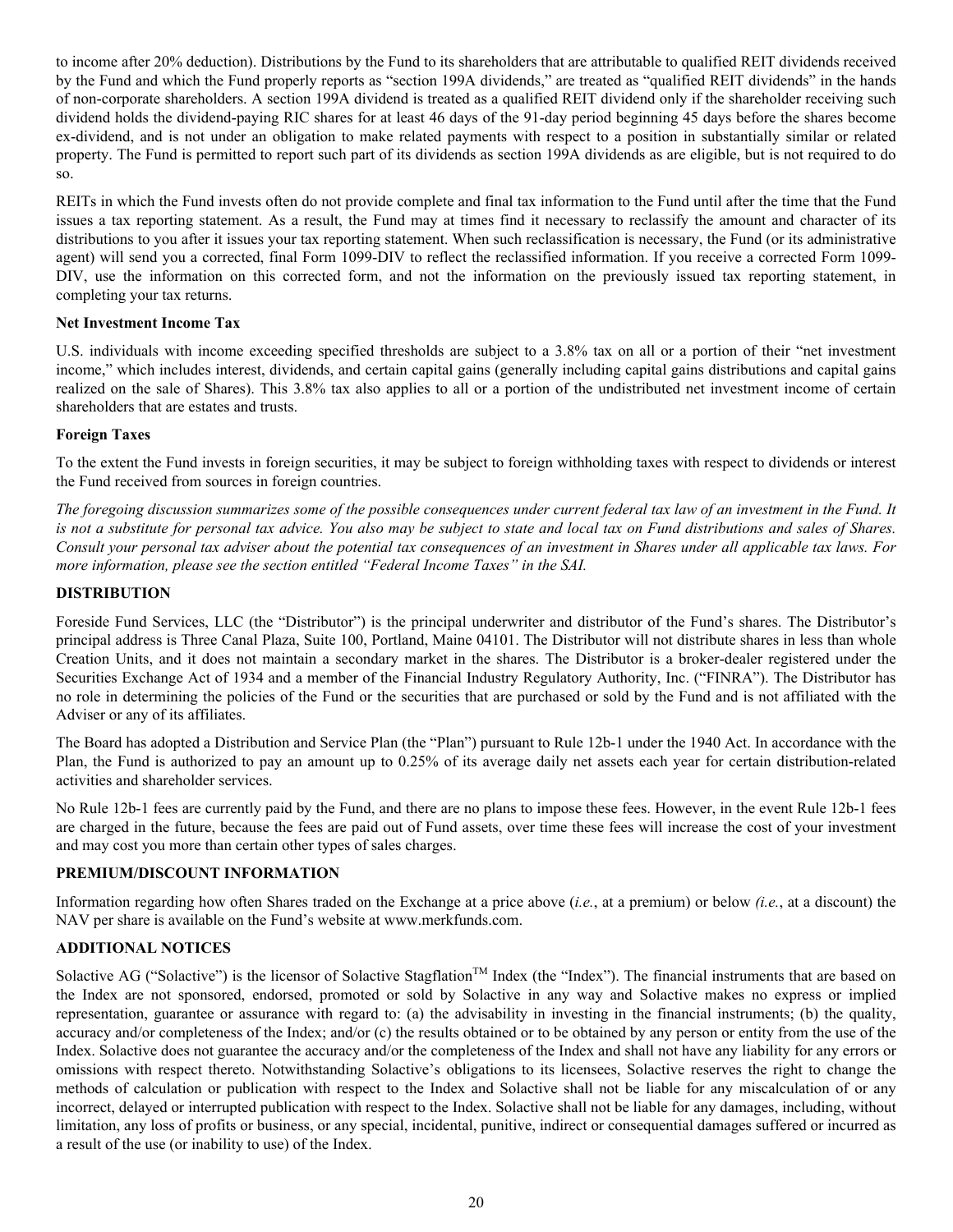to income after 20% deduction). Distributions by the Fund to its shareholders that are attributable to qualified REIT dividends received by the Fund and which the Fund properly reports as "section 199A dividends," are treated as "qualified REIT dividends" in the hands of non-corporate shareholders. A section 199A dividend is treated as a qualified REIT dividend only if the shareholder receiving such dividend holds the dividend-paying RIC shares for at least 46 days of the 91-day period beginning 45 days before the shares become ex-dividend, and is not under an obligation to make related payments with respect to a position in substantially similar or related property. The Fund is permitted to report such part of its dividends as section 199A dividends as are eligible, but is not required to do so.

REITs in which the Fund invests often do not provide complete and final tax information to the Fund until after the time that the Fund issues a tax reporting statement. As a result, the Fund may at times find it necessary to reclassify the amount and character of its distributions to you after it issues your tax reporting statement. When such reclassification is necessary, the Fund (or its administrative agent) will send you a corrected, final Form 1099-DIV to reflect the reclassified information. If you receive a corrected Form 1099-DIV, use the information on this corrected form, and not the information on the previously issued tax reporting statement, in completing your tax returns.

**Net Investment Income Tax**

U.S. individuals with income exceeding specified thresholds are subject to a 3.8% tax on all or a portion of their "net investment income," which includes interest, dividends, and certain capital gains (generally including capital gains distributions and capital gains realized on the sale of Shares). This 3.8% tax also applies to all or a portion of the undistributed net investment income of certain shareholders that are estates and trusts.

**Foreign Taxes**

To the extent the Fund invests in foreign securities, it may be subject to foreign withholding taxes with respect to dividends or interest the Fund received from sources in foreign countries.

*The foregoing discussion summarizes some of the possible consequences under current federal tax law of an investment in the Fund. It is not a substitute for personal tax advice. You also may be subject to state and local tax on Fund distributions and sales of Shares. Consult your personal tax adviser about the potential tax consequences of an investment in Shares under all applicable tax laws. For more information, please see the section entitled "Federal Income Taxes" in the SAI.*

## DISTRIBUTION

Foreside Fund Services, LLC (the "Distributor") is the principal underwriter and distributor of the Fund's shares. The Distributor's principal address is Three Canal Plaza, Suite 100, Portland, Maine 04101. The Distributor will not distribute shares in less than whole Creation Units, and it does not maintain a secondary market in the shares. The Distributor is a broker-dealer registered under the Securities Exchange Act of 1934 and a member of the Financial Industry Regulatory Authority, Inc. ("FINRA"). The Distributor has no role in determining the policies of the Fund or the securities that are purchased or sold by the Fund and is not affiliated with the Adviser or any of its affiliates.

The Board has adopted a Distribution and Service Plan (the "Plan") pursuant to Rule 12b-1 under the 1940 Act. In accordance with the Plan, the Fund is authorized to pay an amount up to 0.25% of its average daily net assets each year for certain distribution-related activities and shareholder services.

No Rule 12b-1 fees are currently paid by the Fund, and there are no plans to impose these fees. However, in the event Rule 12b-1 fees are charged in the future, because the fees are paid out of Fund assets, over time these fees will increase the cost of your investment and may cost you more than certain other types of sales charges.

## PREMIUM/DISCOUNT INFORMATION

Information regarding how often Shares traded on the Exchange at a price above (*i.e.*, at a premium) or below *(i.e.*, at a discount) the NAV per share is available on the Fund's website at www.merkfunds.com.

## ADDITIONAL NOTICES

Solactive AG ("Solactive") is the licensor of Solactive Stagflation™ Index (the "Index"). The financial instruments that are based on the Index are not sponsored, endorsed, promoted or sold by Solactive in any way and Solactive makes no express or implied representation, guarantee or assurance with regard to: (a) the advisability in investing in the financial instruments; (b) the quality, accuracy and/or completeness of the Index; and/or (c) the results obtained or to be obtained by any person or entity from the use of the Index. Solactive does not guarantee the accuracy and/or the completeness of the Index and shall not have any liability for any errors or omissions with respect thereto. Notwithstanding Solactive's obligations to its licensees, Solactive reserves the right to change the methods of calculation or publication with respect to the Index and Solactive shall not be liable for any miscalculation of or any incorrect, delayed or interrupted publication with respect to the Index. Solactive shall not be liable for any damages, including, without limitation, any loss of profits or business, or any special, incidental, punitive, indirect or consequential damages suffered or incurred as a result of the use (or inability to use) of the Index.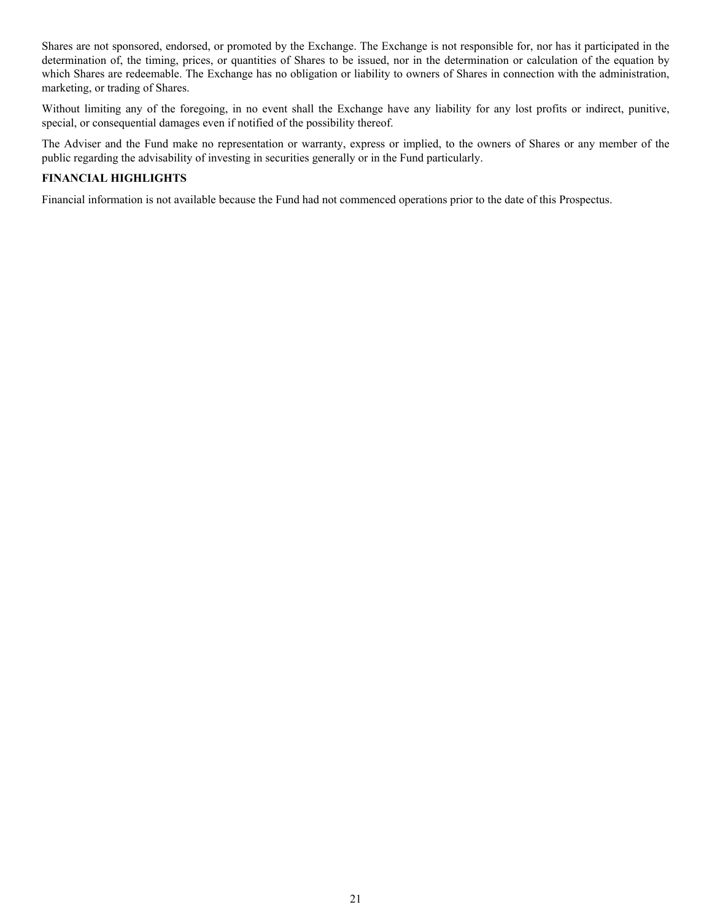Shares are not sponsored, endorsed, or promoted by the Exchange. The Exchange is not responsible for, nor has it participated in the determination of, the timing, prices, or quantities of Shares to be issued, nor in the determination or calculation of the equation by which Shares are redeemable. The Exchange has no obligation or liability to owners of Shares in connection with the administration, marketing, or trading of Shares.

Without limiting any of the foregoing, in no event shall the Exchange have any liability for any lost profits or indirect, punitive, special, or consequential damages even if notified of the possibility thereof.

The Adviser and the Fund make no representation or warranty, express or implied, to the owners of Shares or any member of the public regarding the advisability of investing in securities generally or in the Fund particularly.

## FINANCIAL HIGHLIGHTS

Financial information is not available because the Fund had not commenced operations prior to the date of this Prospectus.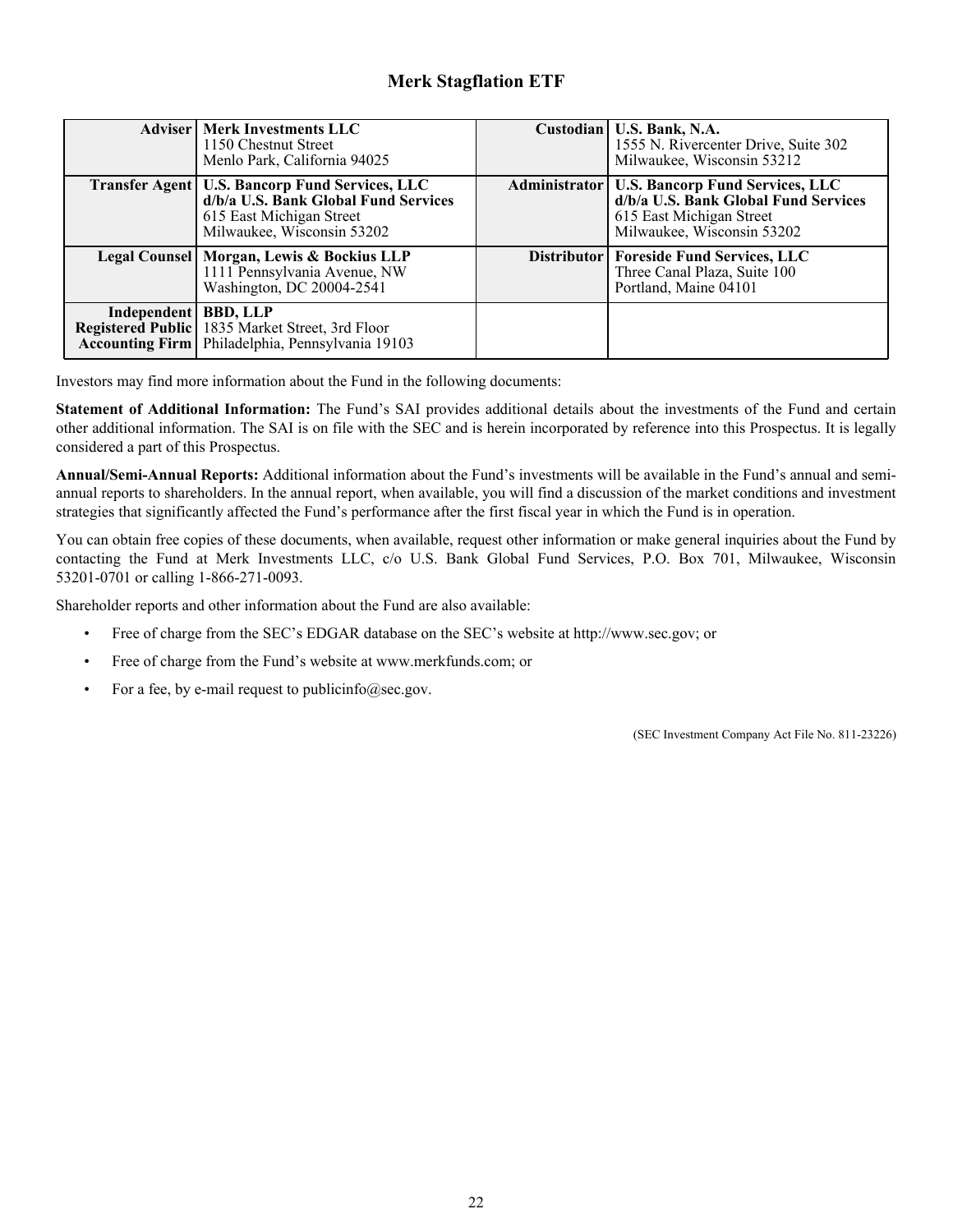# Merk Stagflation ETF

| | | | |
|---|---|---|---|
| **Adviser** | **Merk Investments LLC**<br>1150 Chestnut Street<br>Menlo Park, California 94025 | **Custodian** | **U.S. Bank, N.A.**<br>1555 N. Rivercenter Drive, Suite 302<br>Milwaukee, Wisconsin 53212 |
| **Transfer Agent** | **U.S. Bancorp Fund Services, LLC d/b/a U.S. Bank Global Fund Services**<br>615 East Michigan Street<br>Milwaukee, Wisconsin 53202 | **Administrator** | **U.S. Bancorp Fund Services, LLC d/b/a U.S. Bank Global Fund Services**<br>615 East Michigan Street<br>Milwaukee, Wisconsin 53202 |
| **Legal Counsel** | **Morgan, Lewis & Bockius LLP**<br>1111 Pennsylvania Avenue, NW<br>Washington, DC 20004-2541 | **Distributor** | **Foreside Fund Services, LLC**<br>Three Canal Plaza, Suite 100<br>Portland, Maine 04101 |
| **Independent Registered Public Accounting Firm** | **BBD, LLP**<br>1835 Market Street, 3rd Floor<br>Philadelphia, Pennsylvania 19103 | | |

Investors may find more information about the Fund in the following documents:

**Statement of Additional Information:** The Fund's SAI provides additional details about the investments of the Fund and certain other additional information. The SAI is on file with the SEC and is herein incorporated by reference into this Prospectus. It is legally considered a part of this Prospectus.

**Annual/Semi-Annual Reports:** Additional information about the Fund's investments will be available in the Fund's annual and semi-annual reports to shareholders. In the annual report, when available, you will find a discussion of the market conditions and investment strategies that significantly affected the Fund's performance after the first fiscal year in which the Fund is in operation.

You can obtain free copies of these documents, when available, request other information or make general inquiries about the Fund by contacting the Fund at Merk Investments LLC, c/o U.S. Bank Global Fund Services, P.O. Box 701, Milwaukee, Wisconsin 53201-0701 or calling 1-866-271-0093.

Shareholder reports and other information about the Fund are also available:

- Free of charge from the SEC's EDGAR database on the SEC's website at http://www.sec.gov; or
- Free of charge from the Fund's website at www.merkfunds.com; or
- For a fee, by e-mail request to publicinfo@sec.gov.

(SEC Investment Company Act File No. 811-23226)